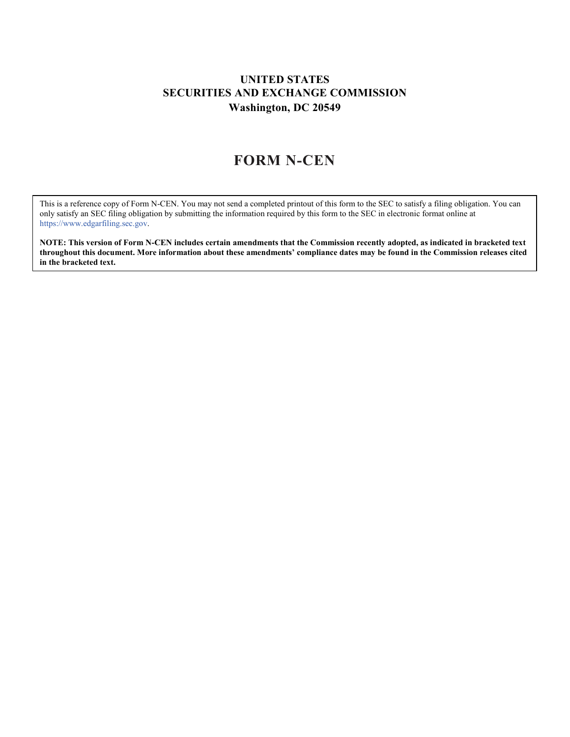**UNITED STATES**
**SECURITIES AND EXCHANGE COMMISSION**
**Washington, DC 20549**

# FORM N-CEN

This is a reference copy of Form N-CEN. You may not send a completed printout of this form to the SEC to satisfy a filing obligation. You can only satisfy an SEC filing obligation by submitting the information required by this form to the SEC in electronic format online at https://www.edgarfiling.sec.gov.

**NOTE: This version of Form N-CEN includes certain amendments that the Commission recently adopted, as indicated in bracketed text throughout this document. More information about these amendments' compliance dates may be found in the Commission releases cited in the bracketed text.**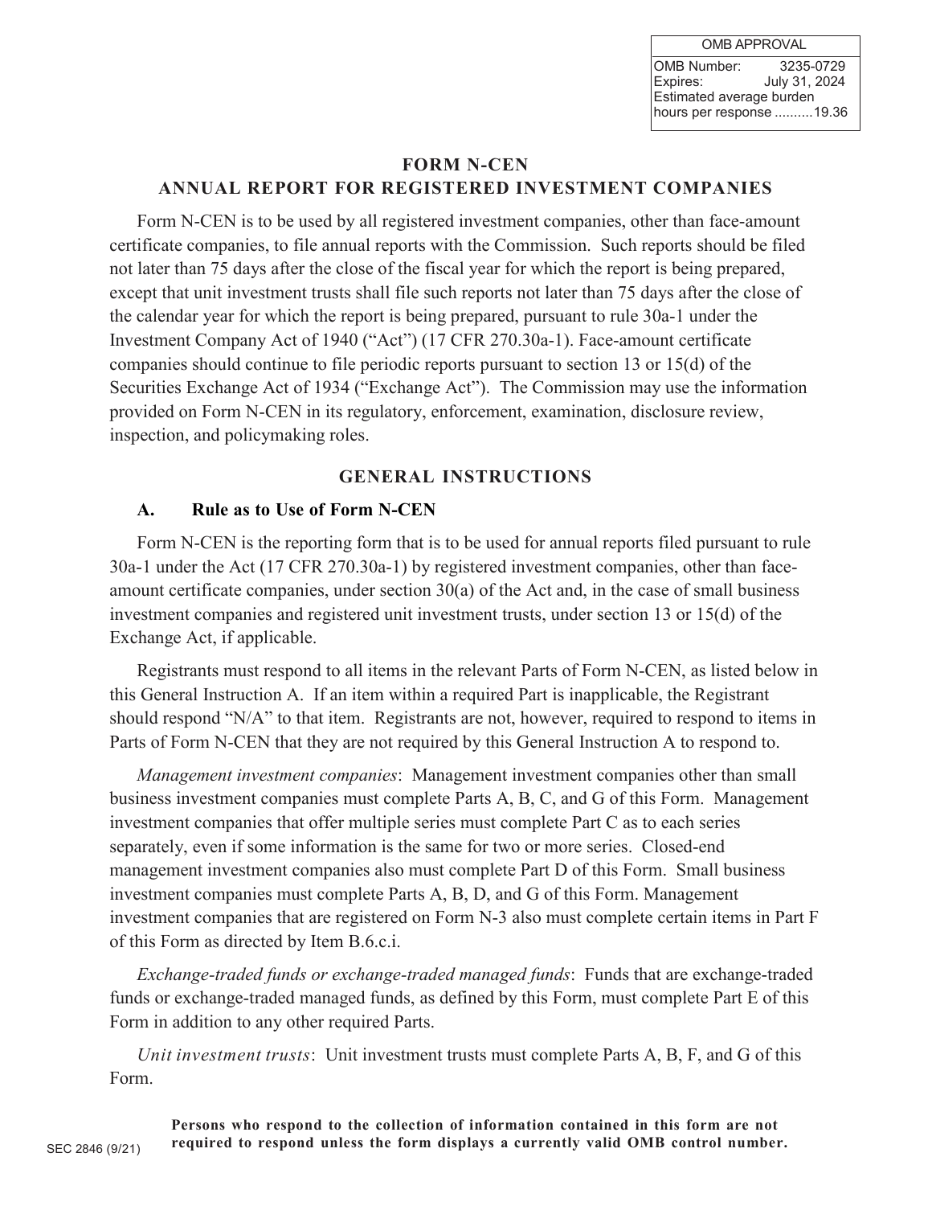| OMB APPROVAL | |
|---|---|
| OMB Number: | 3235-0729 |
| Expires: | July 31, 2024 |
| Estimated average burden hours per response | 19.36 |

# FORM N-CEN

# ANNUAL REPORT FOR REGISTERED INVESTMENT COMPANIES

Form N-CEN is to be used by all registered investment companies, other than face-amount certificate companies, to file annual reports with the Commission. Such reports should be filed not later than 75 days after the close of the fiscal year for which the report is being prepared, except that unit investment trusts shall file such reports not later than 75 days after the close of the calendar year for which the report is being prepared, pursuant to rule 30a-1 under the Investment Company Act of 1940 ("Act") (17 CFR 270.30a-1). Face-amount certificate companies should continue to file periodic reports pursuant to section 13 or 15(d) of the Securities Exchange Act of 1934 ("Exchange Act"). The Commission may use the information provided on Form N-CEN in its regulatory, enforcement, examination, disclosure review, inspection, and policymaking roles.

## GENERAL INSTRUCTIONS

### A. Rule as to Use of Form N-CEN

Form N-CEN is the reporting form that is to be used for annual reports filed pursuant to rule 30a-1 under the Act (17 CFR 270.30a-1) by registered investment companies, other than face-amount certificate companies, under section 30(a) of the Act and, in the case of small business investment companies and registered unit investment trusts, under section 13 or 15(d) of the Exchange Act, if applicable.

Registrants must respond to all items in the relevant Parts of Form N-CEN, as listed below in this General Instruction A. If an item within a required Part is inapplicable, the Registrant should respond "N/A" to that item. Registrants are not, however, required to respond to items in Parts of Form N-CEN that they are not required by this General Instruction A to respond to.

*Management investment companies*: Management investment companies other than small business investment companies must complete Parts A, B, C, and G of this Form. Management investment companies that offer multiple series must complete Part C as to each series separately, even if some information is the same for two or more series. Closed-end management investment companies also must complete Part D of this Form. Small business investment companies must complete Parts A, B, D, and G of this Form. Management investment companies that are registered on Form N-3 also must complete certain items in Part F of this Form as directed by Item B.6.c.i.

*Exchange-traded funds or exchange-traded managed funds*: Funds that are exchange-traded funds or exchange-traded managed funds, as defined by this Form, must complete Part E of this Form in addition to any other required Parts.

*Unit investment trusts*: Unit investment trusts must complete Parts A, B, F, and G of this Form.

**Persons who respond to the collection of information contained in this form are not required to respond unless the form displays a currently valid OMB control number.**

SEC 2846 (9/21)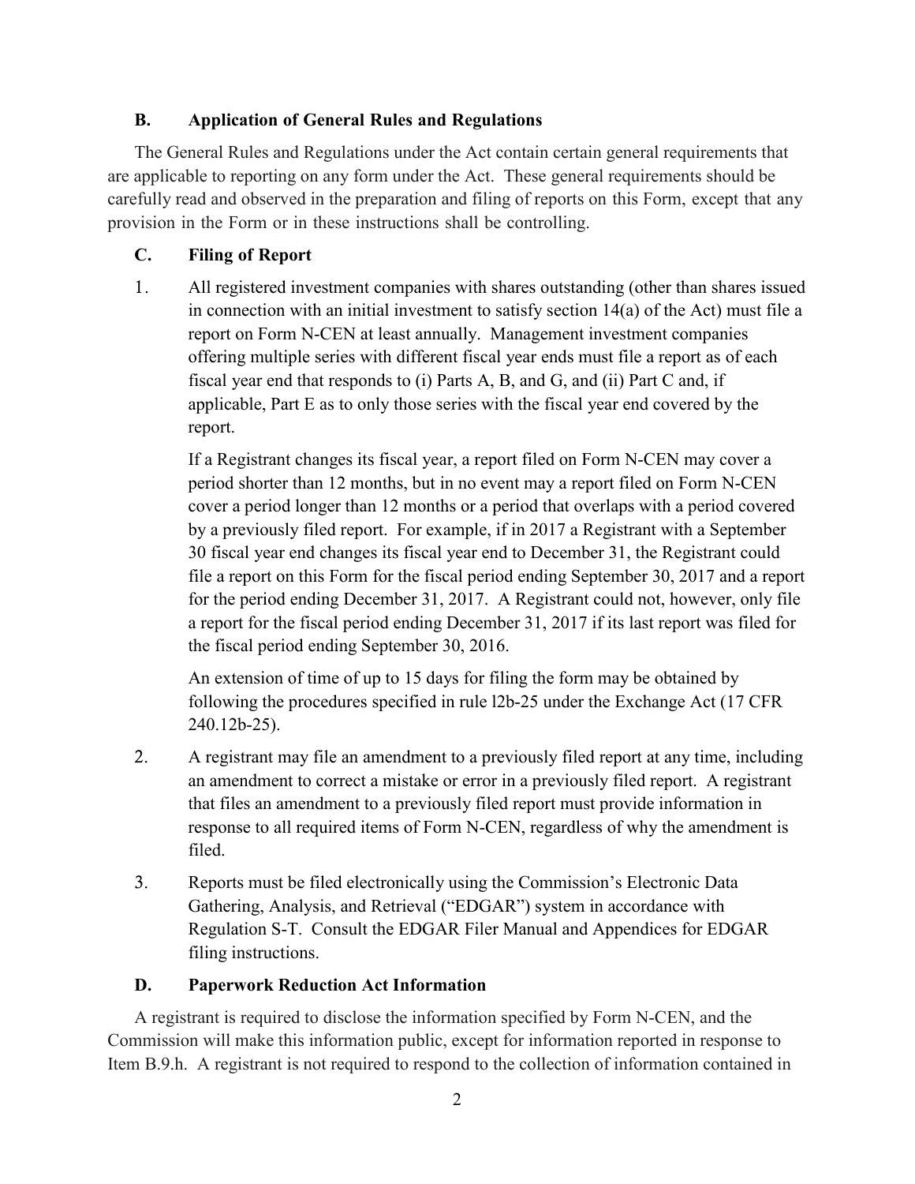### B. Application of General Rules and Regulations

The General Rules and Regulations under the Act contain certain general requirements that are applicable to reporting on any form under the Act. These general requirements should be carefully read and observed in the preparation and filing of reports on this Form, except that any provision in the Form or in these instructions shall be controlling.

### C. Filing of Report

1. All registered investment companies with shares outstanding (other than shares issued in connection with an initial investment to satisfy section 14(a) of the Act) must file a report on Form N-CEN at least annually. Management investment companies offering multiple series with different fiscal year ends must file a report as of each fiscal year end that responds to (i) Parts A, B, and G, and (ii) Part C and, if applicable, Part E as to only those series with the fiscal year end covered by the report.

   If a Registrant changes its fiscal year, a report filed on Form N-CEN may cover a period shorter than 12 months, but in no event may a report filed on Form N-CEN cover a period longer than 12 months or a period that overlaps with a period covered by a previously filed report. For example, if in 2017 a Registrant with a September 30 fiscal year end changes its fiscal year end to December 31, the Registrant could file a report on this Form for the fiscal period ending September 30, 2017 and a report for the period ending December 31, 2017. A Registrant could not, however, only file a report for the fiscal period ending December 31, 2017 if its last report was filed for the fiscal period ending September 30, 2016.

   An extension of time of up to 15 days for filing the form may be obtained by following the procedures specified in rule l2b-25 under the Exchange Act (17 CFR 240.12b-25).

2. A registrant may file an amendment to a previously filed report at any time, including an amendment to correct a mistake or error in a previously filed report. A registrant that files an amendment to a previously filed report must provide information in response to all required items of Form N-CEN, regardless of why the amendment is filed.

3. Reports must be filed electronically using the Commission's Electronic Data Gathering, Analysis, and Retrieval ("EDGAR") system in accordance with Regulation S-T. Consult the EDGAR Filer Manual and Appendices for EDGAR filing instructions.

### D. Paperwork Reduction Act Information

A registrant is required to disclose the information specified by Form N-CEN, and the Commission will make this information public, except for information reported in response to Item B.9.h. A registrant is not required to respond to the collection of information contained in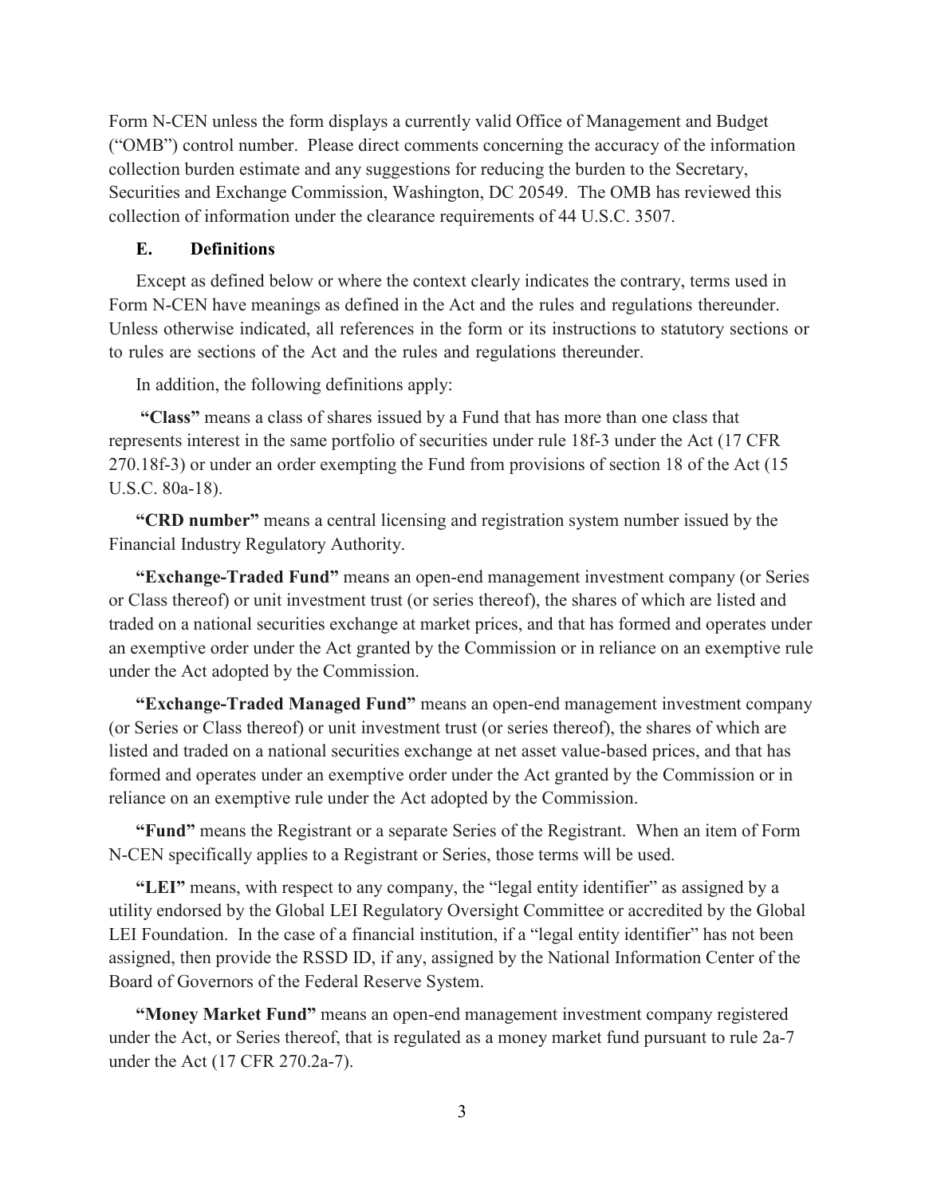Form N-CEN unless the form displays a currently valid Office of Management and Budget ("OMB") control number. Please direct comments concerning the accuracy of the information collection burden estimate and any suggestions for reducing the burden to the Secretary, Securities and Exchange Commission, Washington, DC 20549. The OMB has reviewed this collection of information under the clearance requirements of 44 U.S.C. 3507.

### E. Definitions

Except as defined below or where the context clearly indicates the contrary, terms used in Form N-CEN have meanings as defined in the Act and the rules and regulations thereunder. Unless otherwise indicated, all references in the form or its instructions to statutory sections or to rules are sections of the Act and the rules and regulations thereunder.

In addition, the following definitions apply:

**"Class"** means a class of shares issued by a Fund that has more than one class that represents interest in the same portfolio of securities under rule 18f-3 under the Act (17 CFR 270.18f-3) or under an order exempting the Fund from provisions of section 18 of the Act (15 U.S.C. 80a-18).

**"CRD number"** means a central licensing and registration system number issued by the Financial Industry Regulatory Authority.

**"Exchange-Traded Fund"** means an open-end management investment company (or Series or Class thereof) or unit investment trust (or series thereof), the shares of which are listed and traded on a national securities exchange at market prices, and that has formed and operates under an exemptive order under the Act granted by the Commission or in reliance on an exemptive rule under the Act adopted by the Commission.

**"Exchange-Traded Managed Fund"** means an open-end management investment company (or Series or Class thereof) or unit investment trust (or series thereof), the shares of which are listed and traded on a national securities exchange at net asset value-based prices, and that has formed and operates under an exemptive order under the Act granted by the Commission or in reliance on an exemptive rule under the Act adopted by the Commission.

**"Fund"** means the Registrant or a separate Series of the Registrant. When an item of Form N-CEN specifically applies to a Registrant or Series, those terms will be used.

**"LEI"** means, with respect to any company, the "legal entity identifier" as assigned by a utility endorsed by the Global LEI Regulatory Oversight Committee or accredited by the Global LEI Foundation. In the case of a financial institution, if a "legal entity identifier" has not been assigned, then provide the RSSD ID, if any, assigned by the National Information Center of the Board of Governors of the Federal Reserve System.

**"Money Market Fund"** means an open-end management investment company registered under the Act, or Series thereof, that is regulated as a money market fund pursuant to rule 2a-7 under the Act (17 CFR 270.2a-7).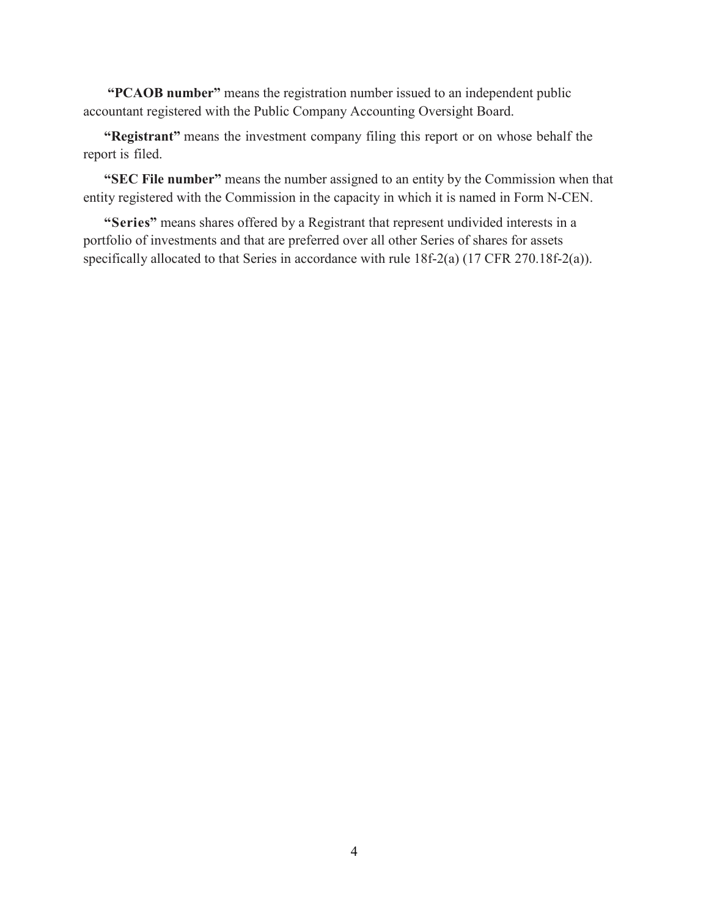**"PCAOB number"** means the registration number issued to an independent public accountant registered with the Public Company Accounting Oversight Board.

**"Registrant"** means the investment company filing this report or on whose behalf the report is filed.

**"SEC File number"** means the number assigned to an entity by the Commission when that entity registered with the Commission in the capacity in which it is named in Form N-CEN.

**"Series"** means shares offered by a Registrant that represent undivided interests in a portfolio of investments and that are preferred over all other Series of shares for assets specifically allocated to that Series in accordance with rule 18f-2(a) (17 CFR 270.18f-2(a)).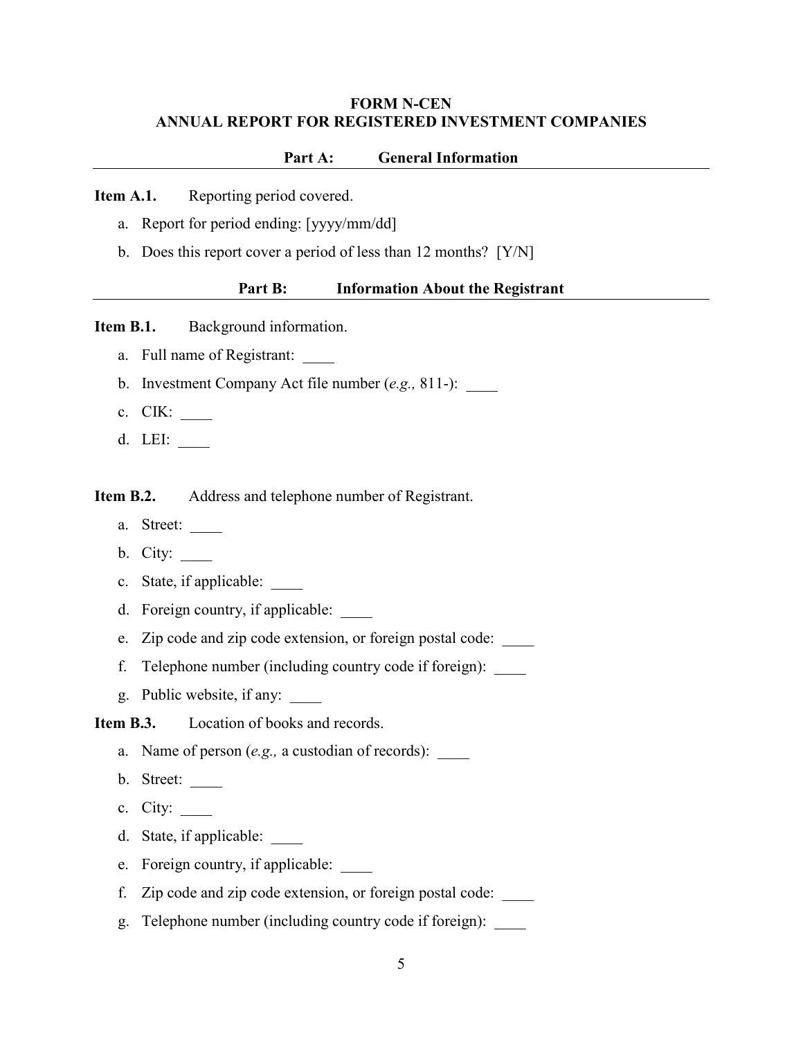# FORM N-CEN
# ANNUAL REPORT FOR REGISTERED INVESTMENT COMPANIES

## Part A: General Information

**Item A.1.** Reporting period covered.

a. Report for period ending: [yyyy/mm/dd]

b. Does this report cover a period of less than 12 months? [Y/N]

## Part B: Information About the Registrant

**Item B.1.** Background information.

a. Full name of Registrant: ____

b. Investment Company Act file number (*e.g.,* 811-): ____

c. CIK: ____

d. LEI: ____

**Item B.2.** Address and telephone number of Registrant.

a. Street: ____

b. City: ____

c. State, if applicable: ____

d. Foreign country, if applicable: ____

e. Zip code and zip code extension, or foreign postal code: ____

f. Telephone number (including country code if foreign): ____

g. Public website, if any: ____

**Item B.3.** Location of books and records.

a. Name of person (*e.g.,* a custodian of records): ____

b. Street: ____

c. City: ____

d. State, if applicable: ____

e. Foreign country, if applicable: ____

f. Zip code and zip code extension, or foreign postal code: ____

g. Telephone number (including country code if foreign): ____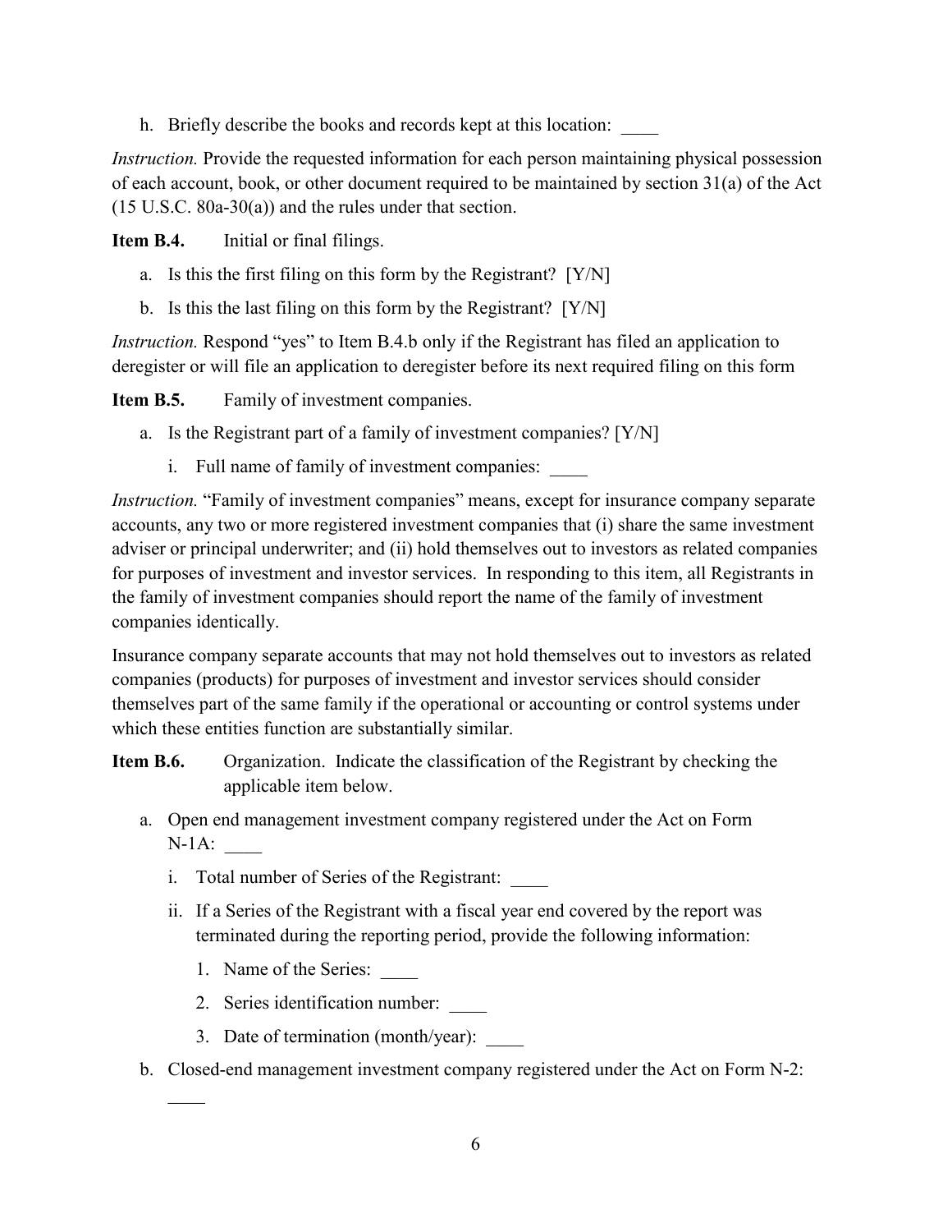h. Briefly describe the books and records kept at this location: ____

*Instruction.* Provide the requested information for each person maintaining physical possession of each account, book, or other document required to be maintained by section 31(a) of the Act (15 U.S.C. 80a-30(a)) and the rules under that section.

**Item B.4.** Initial or final filings.

a. Is this the first filing on this form by the Registrant? [Y/N]

b. Is this the last filing on this form by the Registrant? [Y/N]

*Instruction.* Respond "yes" to Item B.4.b only if the Registrant has filed an application to deregister or will file an application to deregister before its next required filing on this form

**Item B.5.** Family of investment companies.

a. Is the Registrant part of a family of investment companies? [Y/N]

   i. Full name of family of investment companies: ____

*Instruction.* "Family of investment companies" means, except for insurance company separate accounts, any two or more registered investment companies that (i) share the same investment adviser or principal underwriter; and (ii) hold themselves out to investors as related companies for purposes of investment and investor services. In responding to this item, all Registrants in the family of investment companies should report the name of the family of investment companies identically.

Insurance company separate accounts that may not hold themselves out to investors as related companies (products) for purposes of investment and investor services should consider themselves part of the same family if the operational or accounting or control systems under which these entities function are substantially similar.

**Item B.6.** Organization. Indicate the classification of the Registrant by checking the applicable item below.

a. Open end management investment company registered under the Act on Form N-1A: ____

   i. Total number of Series of the Registrant: ____

   ii. If a Series of the Registrant with a fiscal year end covered by the report was terminated during the reporting period, provide the following information:

      1. Name of the Series: ____

      2. Series identification number: ____

      3. Date of termination (month/year): ____

b. Closed-end management investment company registered under the Act on Form N-2: ____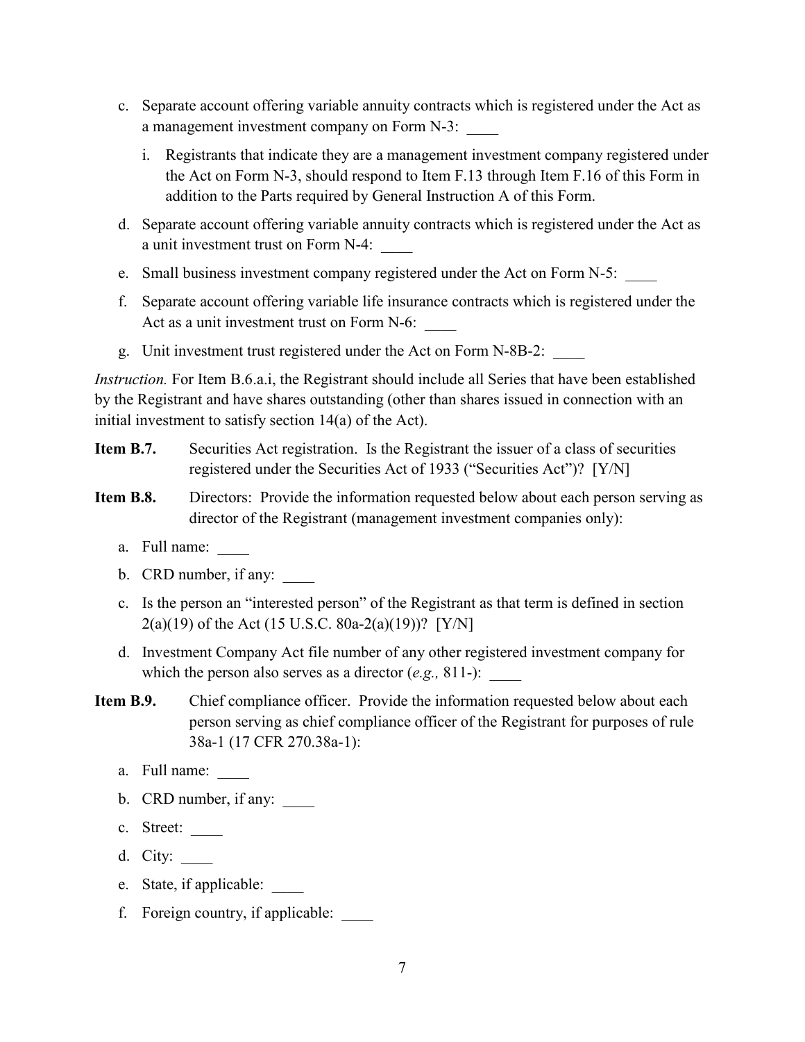c. Separate account offering variable annuity contracts which is registered under the Act as a management investment company on Form N-3: ____

   i. Registrants that indicate they are a management investment company registered under the Act on Form N-3, should respond to Item F.13 through Item F.16 of this Form in addition to the Parts required by General Instruction A of this Form.

d. Separate account offering variable annuity contracts which is registered under the Act as a unit investment trust on Form N-4: ____

e. Small business investment company registered under the Act on Form N-5: ____

f. Separate account offering variable life insurance contracts which is registered under the Act as a unit investment trust on Form N-6: ____

g. Unit investment trust registered under the Act on Form N-8B-2: ____

*Instruction.* For Item B.6.a.i, the Registrant should include all Series that have been established by the Registrant and have shares outstanding (other than shares issued in connection with an initial investment to satisfy section 14(a) of the Act).

**Item B.7.** Securities Act registration. Is the Registrant the issuer of a class of securities registered under the Securities Act of 1933 ("Securities Act")? [Y/N]

**Item B.8.** Directors: Provide the information requested below about each person serving as director of the Registrant (management investment companies only):

a. Full name: ____

b. CRD number, if any: ____

c. Is the person an "interested person" of the Registrant as that term is defined in section 2(a)(19) of the Act (15 U.S.C. 80a-2(a)(19))? [Y/N]

d. Investment Company Act file number of any other registered investment company for which the person also serves as a director (*e.g.,* 811-): ____

**Item B.9.** Chief compliance officer. Provide the information requested below about each person serving as chief compliance officer of the Registrant for purposes of rule 38a-1 (17 CFR 270.38a-1):

a. Full name: ____

b. CRD number, if any: ____

c. Street: ____

d. City: ____

e. State, if applicable: ____

f. Foreign country, if applicable: ____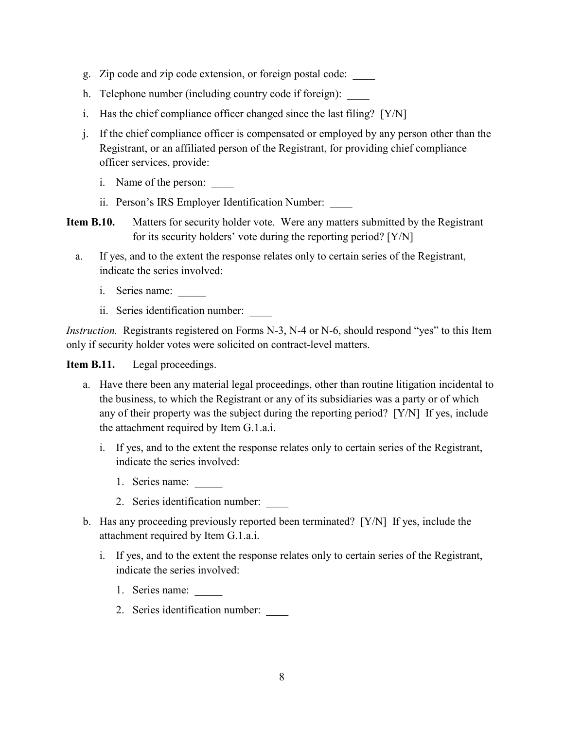g. Zip code and zip code extension, or foreign postal code: ____

h. Telephone number (including country code if foreign): ____

i. Has the chief compliance officer changed since the last filing? [Y/N]

j. If the chief compliance officer is compensated or employed by any person other than the Registrant, or an affiliated person of the Registrant, for providing chief compliance officer services, provide:

   i. Name of the person: ____

   ii. Person's IRS Employer Identification Number: ____

**Item B.10.** Matters for security holder vote. Were any matters submitted by the Registrant for its security holders' vote during the reporting period? [Y/N]

a. If yes, and to the extent the response relates only to certain series of the Registrant, indicate the series involved:

   i. Series name: _____

   ii. Series identification number: ____

*Instruction.* Registrants registered on Forms N-3, N-4 or N-6, should respond "yes" to this Item only if security holder votes were solicited on contract-level matters.

**Item B.11.** Legal proceedings.

a. Have there been any material legal proceedings, other than routine litigation incidental to the business, to which the Registrant or any of its subsidiaries was a party or of which any of their property was the subject during the reporting period? [Y/N] If yes, include the attachment required by Item G.1.a.i.

   i. If yes, and to the extent the response relates only to certain series of the Registrant, indicate the series involved:

      1. Series name: _____

      2. Series identification number: ____

b. Has any proceeding previously reported been terminated? [Y/N] If yes, include the attachment required by Item G.1.a.i.

   i. If yes, and to the extent the response relates only to certain series of the Registrant, indicate the series involved:

      1. Series name: _____

      2. Series identification number: ____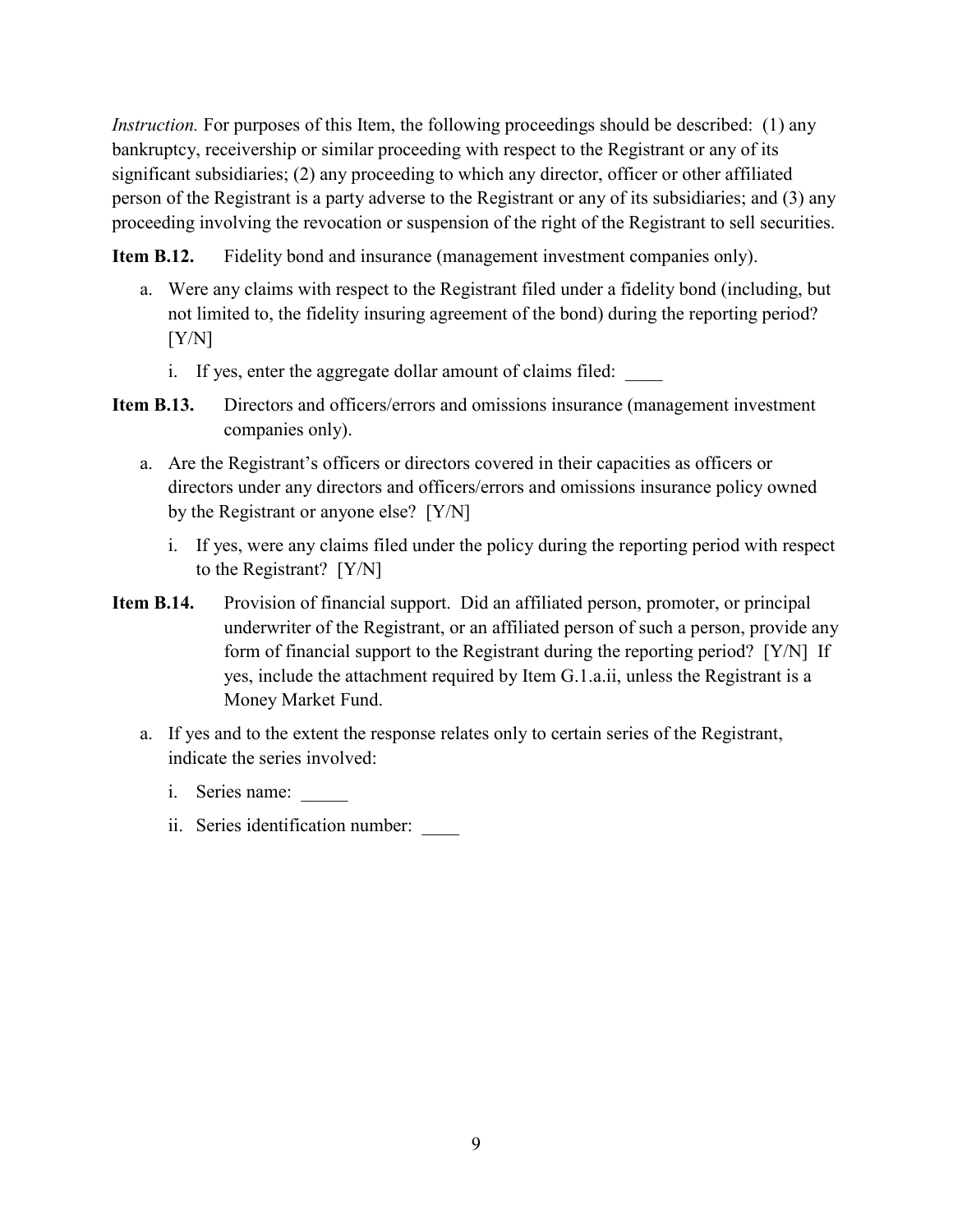*Instruction.* For purposes of this Item, the following proceedings should be described: (1) any bankruptcy, receivership or similar proceeding with respect to the Registrant or any of its significant subsidiaries; (2) any proceeding to which any director, officer or other affiliated person of the Registrant is a party adverse to the Registrant or any of its subsidiaries; and (3) any proceeding involving the revocation or suspension of the right of the Registrant to sell securities.

**Item B.12.** Fidelity bond and insurance (management investment companies only).

a. Were any claims with respect to the Registrant filed under a fidelity bond (including, but not limited to, the fidelity insuring agreement of the bond) during the reporting period? [Y/N]

   i. If yes, enter the aggregate dollar amount of claims filed: ____

**Item B.13.** Directors and officers/errors and omissions insurance (management investment companies only).

a. Are the Registrant's officers or directors covered in their capacities as officers or directors under any directors and officers/errors and omissions insurance policy owned by the Registrant or anyone else? [Y/N]

   i. If yes, were any claims filed under the policy during the reporting period with respect to the Registrant? [Y/N]

**Item B.14.** Provision of financial support. Did an affiliated person, promoter, or principal underwriter of the Registrant, or an affiliated person of such a person, provide any form of financial support to the Registrant during the reporting period? [Y/N] If yes, include the attachment required by Item G.1.a.ii, unless the Registrant is a Money Market Fund.

a. If yes and to the extent the response relates only to certain series of the Registrant, indicate the series involved:

   i. Series name: _____

   ii. Series identification number: ____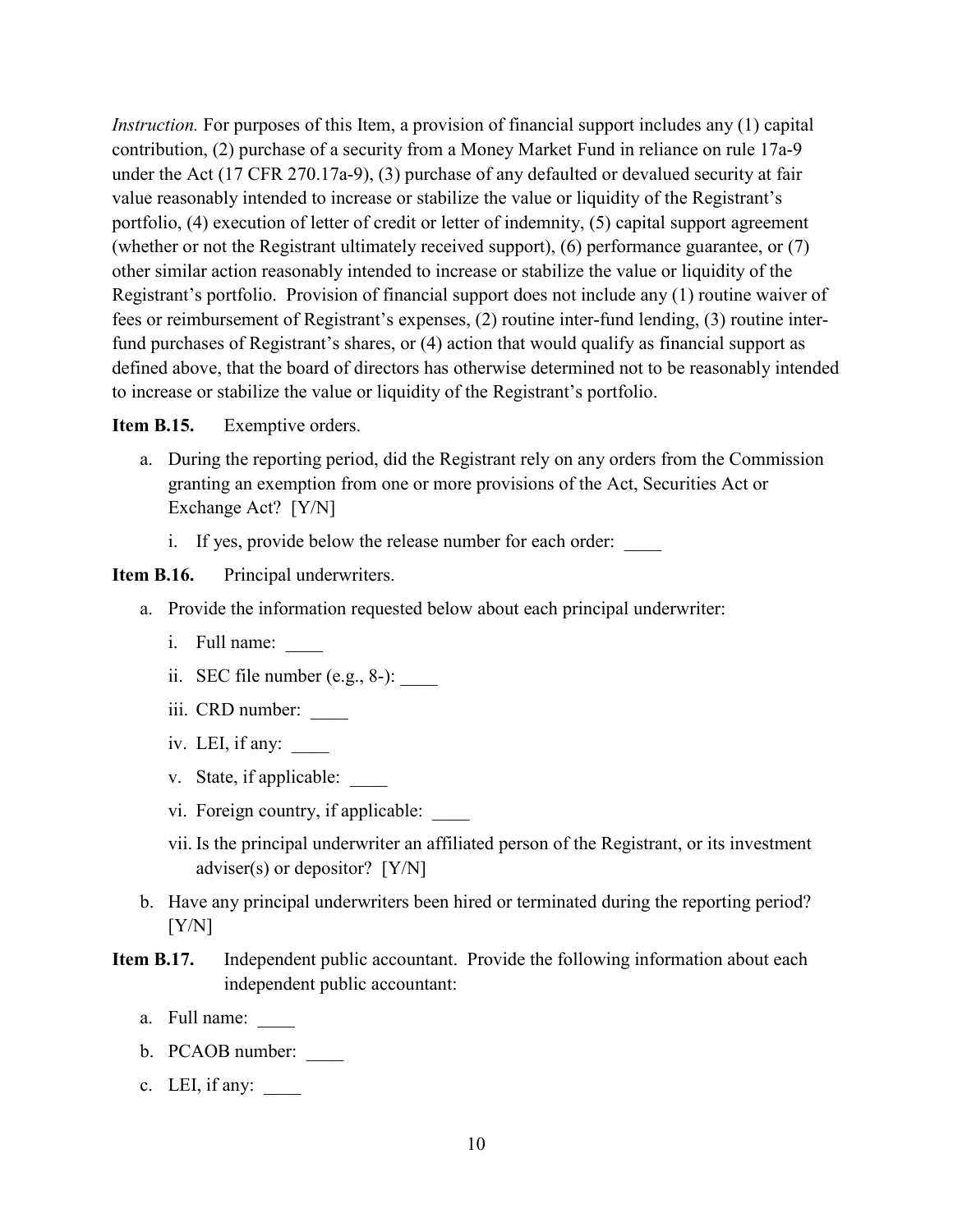*Instruction.* For purposes of this Item, a provision of financial support includes any (1) capital contribution, (2) purchase of a security from a Money Market Fund in reliance on rule 17a-9 under the Act (17 CFR 270.17a-9), (3) purchase of any defaulted or devalued security at fair value reasonably intended to increase or stabilize the value or liquidity of the Registrant's portfolio, (4) execution of letter of credit or letter of indemnity, (5) capital support agreement (whether or not the Registrant ultimately received support), (6) performance guarantee, or (7) other similar action reasonably intended to increase or stabilize the value or liquidity of the Registrant's portfolio. Provision of financial support does not include any (1) routine waiver of fees or reimbursement of Registrant's expenses, (2) routine inter-fund lending, (3) routine inter-fund purchases of Registrant's shares, or (4) action that would qualify as financial support as defined above, that the board of directors has otherwise determined not to be reasonably intended to increase or stabilize the value or liquidity of the Registrant's portfolio.

**Item B.15.** Exemptive orders.

a. During the reporting period, did the Registrant rely on any orders from the Commission granting an exemption from one or more provisions of the Act, Securities Act or Exchange Act? [Y/N]

   i. If yes, provide below the release number for each order: ____

**Item B.16.** Principal underwriters.

a. Provide the information requested below about each principal underwriter:

   i. Full name: ____

   ii. SEC file number (e.g., 8-): ____

   iii. CRD number: ____

   iv. LEI, if any: ____

   v. State, if applicable: ____

   vi. Foreign country, if applicable: ____

   vii. Is the principal underwriter an affiliated person of the Registrant, or its investment adviser(s) or depositor? [Y/N]

b. Have any principal underwriters been hired or terminated during the reporting period? [Y/N]

**Item B.17.** Independent public accountant. Provide the following information about each independent public accountant:

a. Full name: ____

b. PCAOB number: ____

c. LEI, if any: ____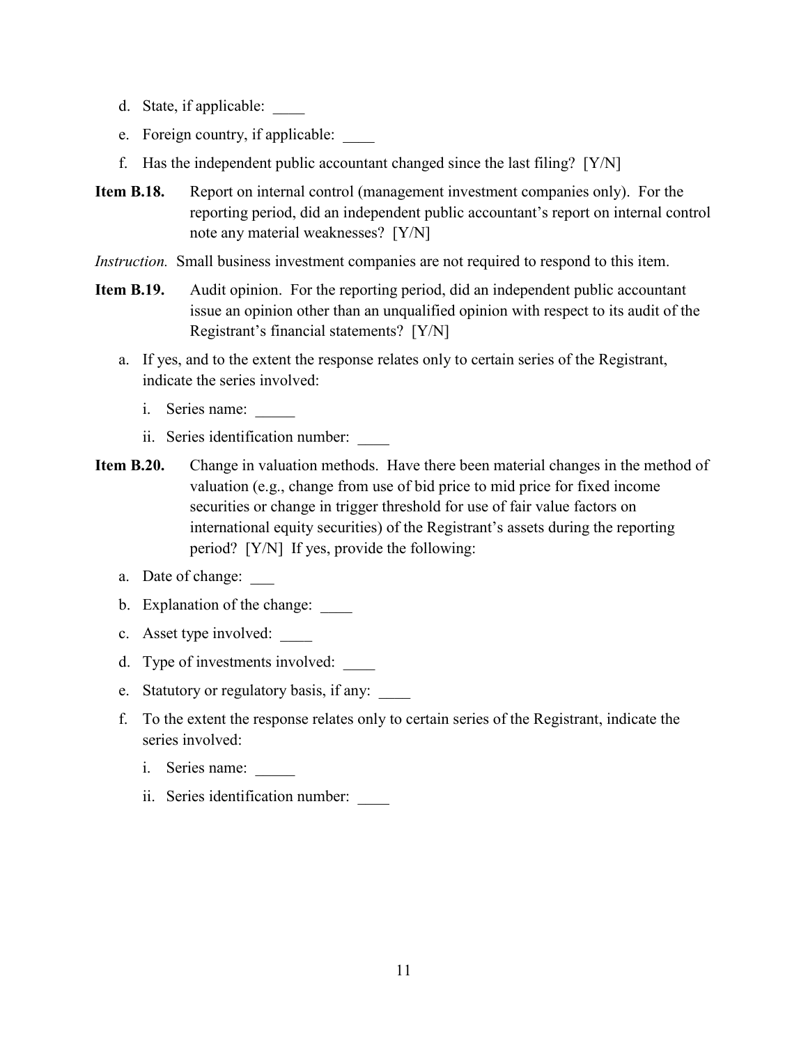d. State, if applicable: ____

e. Foreign country, if applicable: ____

f. Has the independent public accountant changed since the last filing? [Y/N]

**Item B.18.** Report on internal control (management investment companies only). For the reporting period, did an independent public accountant's report on internal control note any material weaknesses? [Y/N]

*Instruction.* Small business investment companies are not required to respond to this item.

**Item B.19.** Audit opinion. For the reporting period, did an independent public accountant issue an opinion other than an unqualified opinion with respect to its audit of the Registrant's financial statements? [Y/N]

a. If yes, and to the extent the response relates only to certain series of the Registrant, indicate the series involved:

   i. Series name: _____

   ii. Series identification number: ____

**Item B.20.** Change in valuation methods. Have there been material changes in the method of valuation (e.g., change from use of bid price to mid price for fixed income securities or change in trigger threshold for use of fair value factors on international equity securities) of the Registrant's assets during the reporting period? [Y/N] If yes, provide the following:

a. Date of change: ___

b. Explanation of the change: ____

c. Asset type involved: ____

d. Type of investments involved: ____

e. Statutory or regulatory basis, if any: ____

f. To the extent the response relates only to certain series of the Registrant, indicate the series involved:

   i. Series name: _____

   ii. Series identification number: ____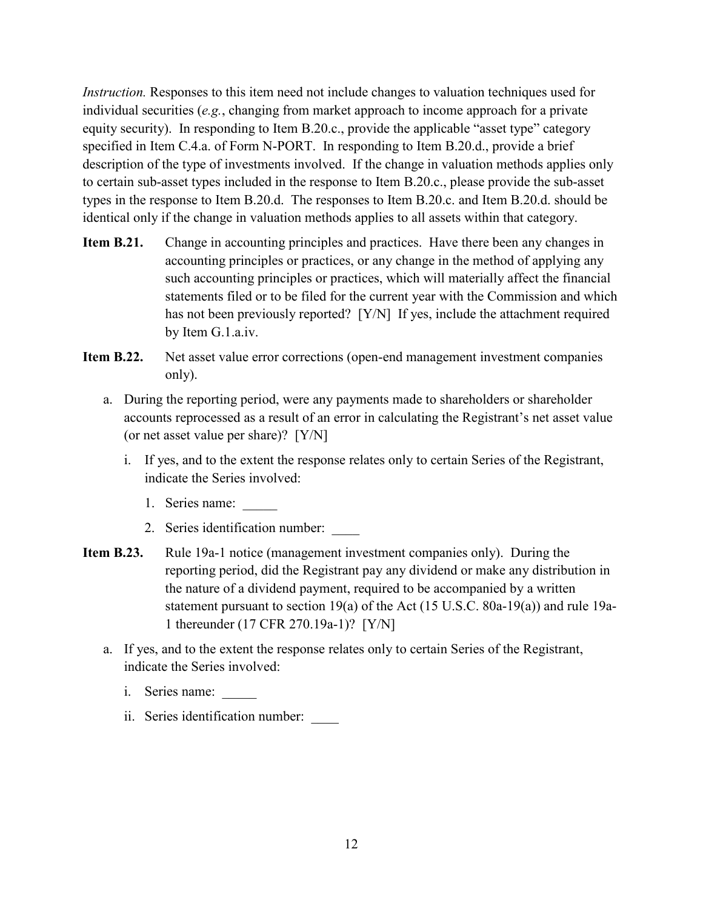*Instruction.* Responses to this item need not include changes to valuation techniques used for individual securities (*e.g.*, changing from market approach to income approach for a private equity security). In responding to Item B.20.c., provide the applicable "asset type" category specified in Item C.4.a. of Form N-PORT. In responding to Item B.20.d., provide a brief description of the type of investments involved. If the change in valuation methods applies only to certain sub-asset types included in the response to Item B.20.c., please provide the sub-asset types in the response to Item B.20.d. The responses to Item B.20.c. and Item B.20.d. should be identical only if the change in valuation methods applies to all assets within that category.

**Item B.21.** Change in accounting principles and practices. Have there been any changes in accounting principles or practices, or any change in the method of applying any such accounting principles or practices, which will materially affect the financial statements filed or to be filed for the current year with the Commission and which has not been previously reported? [Y/N] If yes, include the attachment required by Item G.1.a.iv.

**Item B.22.** Net asset value error corrections (open-end management investment companies only).

a. During the reporting period, were any payments made to shareholders or shareholder accounts reprocessed as a result of an error in calculating the Registrant's net asset value (or net asset value per share)? [Y/N]

   i. If yes, and to the extent the response relates only to certain Series of the Registrant, indicate the Series involved:

      1. Series name: _____

      2. Series identification number: ____

**Item B.23.** Rule 19a-1 notice (management investment companies only). During the reporting period, did the Registrant pay any dividend or make any distribution in the nature of a dividend payment, required to be accompanied by a written statement pursuant to section 19(a) of the Act (15 U.S.C. 80a-19(a)) and rule 19a-1 thereunder (17 CFR 270.19a-1)? [Y/N]

a. If yes, and to the extent the response relates only to certain Series of the Registrant, indicate the Series involved:

   i. Series name: _____

   ii. Series identification number: ____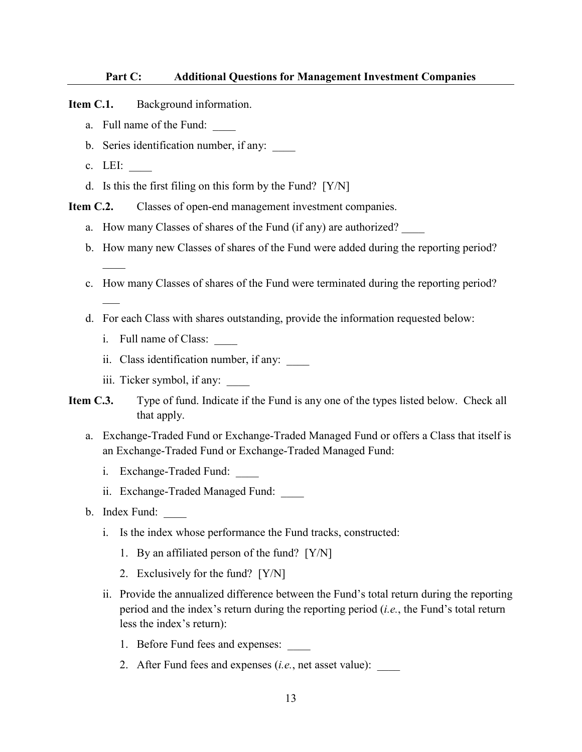## Part C: Additional Questions for Management Investment Companies

**Item C.1.** Background information.

a. Full name of the Fund: ____

b. Series identification number, if any: ____

c. LEI: ____

d. Is this the first filing on this form by the Fund? [Y/N]

**Item C.2.** Classes of open-end management investment companies.

a. How many Classes of shares of the Fund (if any) are authorized? ____

b. How many new Classes of shares of the Fund were added during the reporting period? ____

c. How many Classes of shares of the Fund were terminated during the reporting period? ___

d. For each Class with shares outstanding, provide the information requested below:

   i. Full name of Class: ____

   ii. Class identification number, if any: ____

   iii. Ticker symbol, if any: ____

**Item C.3.** Type of fund. Indicate if the Fund is any one of the types listed below. Check all that apply.

a. Exchange-Traded Fund or Exchange-Traded Managed Fund or offers a Class that itself is an Exchange-Traded Fund or Exchange-Traded Managed Fund:

   i. Exchange-Traded Fund: ____

   ii. Exchange-Traded Managed Fund: ____

b. Index Fund: ____

   i. Is the index whose performance the Fund tracks, constructed:

      1. By an affiliated person of the fund? [Y/N]

      2. Exclusively for the fund? [Y/N]

   ii. Provide the annualized difference between the Fund's total return during the reporting period and the index's return during the reporting period (*i.e.*, the Fund's total return less the index's return):

      1. Before Fund fees and expenses: ____

      2. After Fund fees and expenses (*i.e.*, net asset value): ____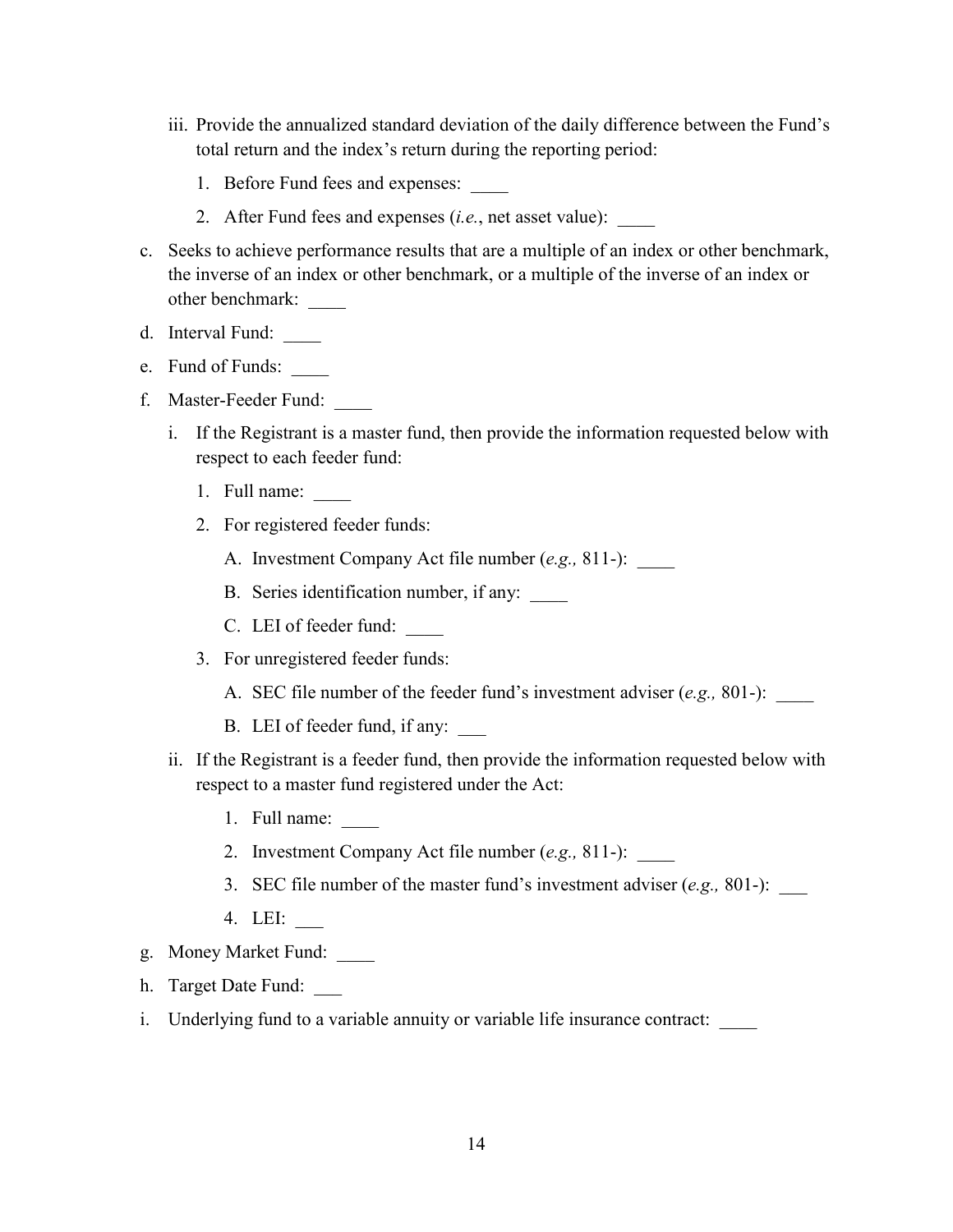iii. Provide the annualized standard deviation of the daily difference between the Fund's total return and the index's return during the reporting period:

   1. Before Fund fees and expenses: ____

   2. After Fund fees and expenses (*i.e.*, net asset value): ____

c. Seeks to achieve performance results that are a multiple of an index or other benchmark, the inverse of an index or other benchmark, or a multiple of the inverse of an index or other benchmark: ____

d. Interval Fund: ____

e. Fund of Funds: ____

f. Master-Feeder Fund: ____

   i. If the Registrant is a master fund, then provide the information requested below with respect to each feeder fund:

      1. Full name: ____

      2. For registered feeder funds:

         A. Investment Company Act file number (*e.g.,* 811-): ____

         B. Series identification number, if any: ____

         C. LEI of feeder fund: ____

      3. For unregistered feeder funds:

         A. SEC file number of the feeder fund's investment adviser (*e.g.,* 801-): ____

         B. LEI of feeder fund, if any: ___

   ii. If the Registrant is a feeder fund, then provide the information requested below with respect to a master fund registered under the Act:

      1. Full name: ____

      2. Investment Company Act file number (*e.g.,* 811-): ____

      3. SEC file number of the master fund's investment adviser (*e.g.,* 801-): ___

      4. LEI: ___

g. Money Market Fund: ____

h. Target Date Fund: ___

i. Underlying fund to a variable annuity or variable life insurance contract: ____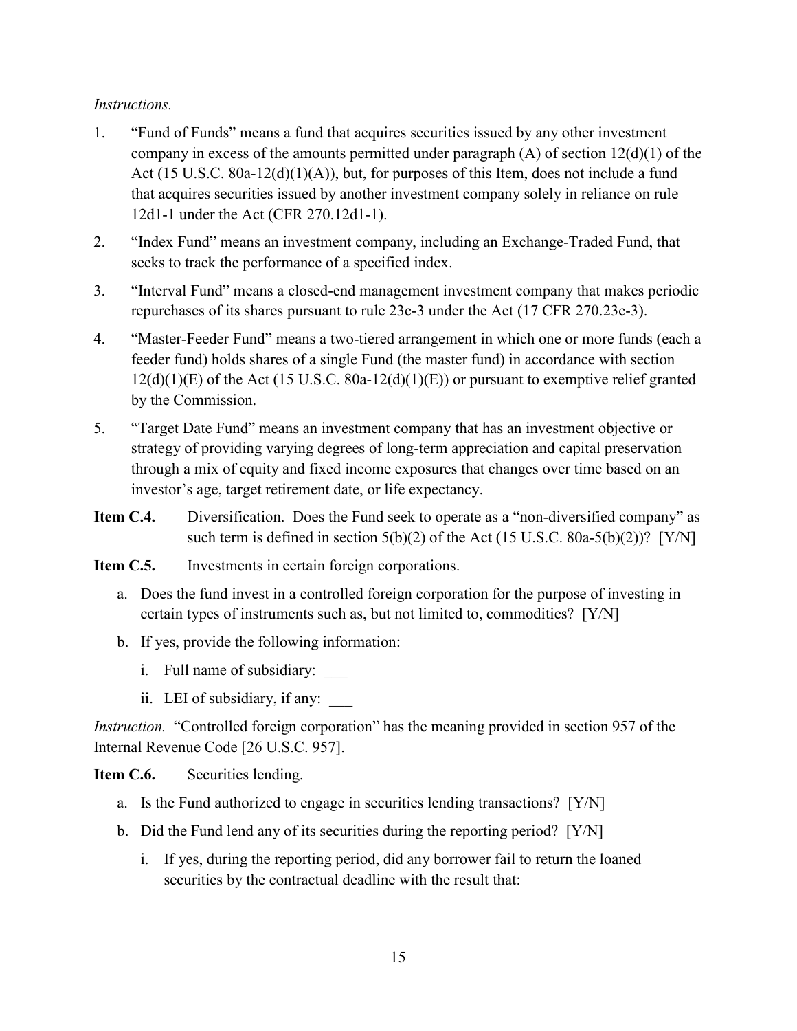*Instructions.*

1. "Fund of Funds" means a fund that acquires securities issued by any other investment company in excess of the amounts permitted under paragraph (A) of section 12(d)(1) of the Act (15 U.S.C. 80a-12(d)(1)(A)), but, for purposes of this Item, does not include a fund that acquires securities issued by another investment company solely in reliance on rule 12d1-1 under the Act (CFR 270.12d1-1).
2. "Index Fund" means an investment company, including an Exchange-Traded Fund, that seeks to track the performance of a specified index.
3. "Interval Fund" means a closed-end management investment company that makes periodic repurchases of its shares pursuant to rule 23c-3 under the Act (17 CFR 270.23c-3).
4. "Master-Feeder Fund" means a two-tiered arrangement in which one or more funds (each a feeder fund) holds shares of a single Fund (the master fund) in accordance with section 12(d)(1)(E) of the Act (15 U.S.C. 80a-12(d)(1)(E)) or pursuant to exemptive relief granted by the Commission.
5. "Target Date Fund" means an investment company that has an investment objective or strategy of providing varying degrees of long-term appreciation and capital preservation through a mix of equity and fixed income exposures that changes over time based on an investor's age, target retirement date, or life expectancy.

**Item C.4.** Diversification. Does the Fund seek to operate as a "non-diversified company" as such term is defined in section 5(b)(2) of the Act (15 U.S.C. 80a-5(b)(2))? [Y/N]

**Item C.5.** Investments in certain foreign corporations.

a. Does the fund invest in a controlled foreign corporation for the purpose of investing in certain types of instruments such as, but not limited to, commodities? [Y/N]

b. If yes, provide the following information:

   i. Full name of subsidiary: ___

   ii. LEI of subsidiary, if any: ___

*Instruction.* "Controlled foreign corporation" has the meaning provided in section 957 of the Internal Revenue Code [26 U.S.C. 957].

**Item C.6.** Securities lending.

a. Is the Fund authorized to engage in securities lending transactions? [Y/N]

b. Did the Fund lend any of its securities during the reporting period? [Y/N]

   i. If yes, during the reporting period, did any borrower fail to return the loaned securities by the contractual deadline with the result that: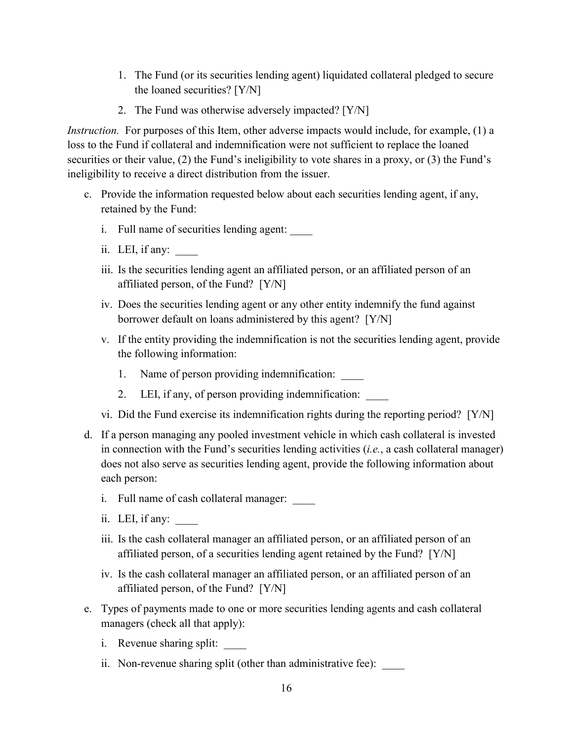1. The Fund (or its securities lending agent) liquidated collateral pledged to secure the loaned securities? [Y/N]
2. The Fund was otherwise adversely impacted? [Y/N]

*Instruction.* For purposes of this Item, other adverse impacts would include, for example, (1) a loss to the Fund if collateral and indemnification were not sufficient to replace the loaned securities or their value, (2) the Fund's ineligibility to vote shares in a proxy, or (3) the Fund's ineligibility to receive a direct distribution from the issuer.

c. Provide the information requested below about each securities lending agent, if any, retained by the Fund:

   i. Full name of securities lending agent: ____

   ii. LEI, if any: ____

   iii. Is the securities lending agent an affiliated person, or an affiliated person of an affiliated person, of the Fund? [Y/N]

   iv. Does the securities lending agent or any other entity indemnify the fund against borrower default on loans administered by this agent? [Y/N]

   v. If the entity providing the indemnification is not the securities lending agent, provide the following information:

      1. Name of person providing indemnification: ____

      2. LEI, if any, of person providing indemnification: ____

   vi. Did the Fund exercise its indemnification rights during the reporting period? [Y/N]

d. If a person managing any pooled investment vehicle in which cash collateral is invested in connection with the Fund's securities lending activities (*i.e.*, a cash collateral manager) does not also serve as securities lending agent, provide the following information about each person:

   i. Full name of cash collateral manager: ____

   ii. LEI, if any: ____

   iii. Is the cash collateral manager an affiliated person, or an affiliated person of an affiliated person, of a securities lending agent retained by the Fund? [Y/N]

   iv. Is the cash collateral manager an affiliated person, or an affiliated person of an affiliated person, of the Fund? [Y/N]

e. Types of payments made to one or more securities lending agents and cash collateral managers (check all that apply):

   i. Revenue sharing split: ____

   ii. Non-revenue sharing split (other than administrative fee): ____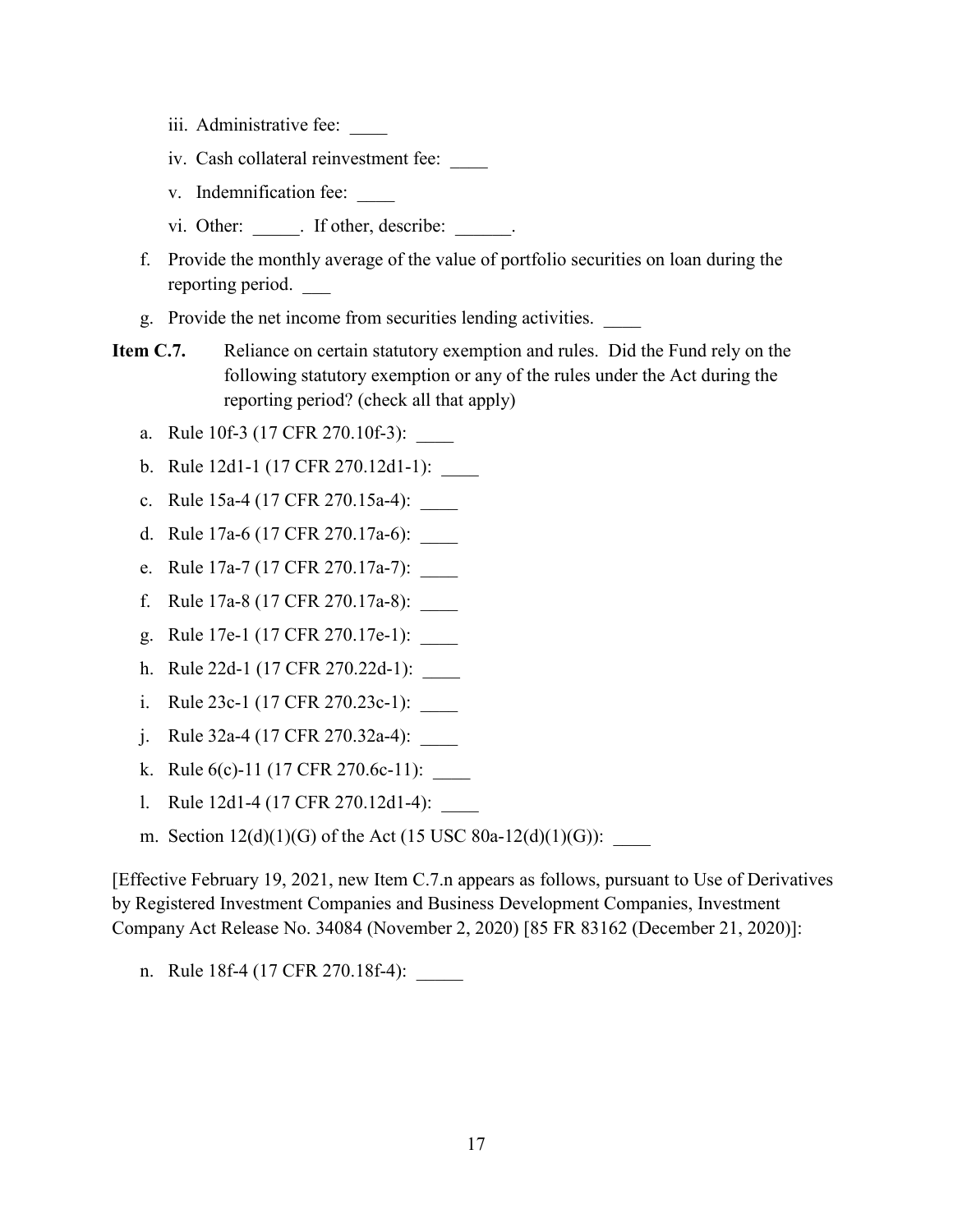iii. Administrative fee: ____

iv. Cash collateral reinvestment fee: ____

v. Indemnification fee: ____

vi. Other: _____. If other, describe: ______.

f. Provide the monthly average of the value of portfolio securities on loan during the reporting period. ___

g. Provide the net income from securities lending activities. ____

**Item C.7.** Reliance on certain statutory exemption and rules. Did the Fund rely on the following statutory exemption or any of the rules under the Act during the reporting period? (check all that apply)

a. Rule 10f-3 (17 CFR 270.10f-3): ____

b. Rule 12d1-1 (17 CFR 270.12d1-1): ____

c. Rule 15a-4 (17 CFR 270.15a-4): ____

d. Rule 17a-6 (17 CFR 270.17a-6): ____

e. Rule 17a-7 (17 CFR 270.17a-7): ____

f. Rule 17a-8 (17 CFR 270.17a-8): ____

g. Rule 17e-1 (17 CFR 270.17e-1): ____

h. Rule 22d-1 (17 CFR 270.22d-1): ____

i. Rule 23c-1 (17 CFR 270.23c-1): ____

j. Rule 32a-4 (17 CFR 270.32a-4): ____

k. Rule 6(c)-11 (17 CFR 270.6c-11): ____

l. Rule 12d1-4 (17 CFR 270.12d1-4): ____

m. Section 12(d)(1)(G) of the Act (15 USC 80a-12(d)(1)(G)): ____

[Effective February 19, 2021, new Item C.7.n appears as follows, pursuant to Use of Derivatives by Registered Investment Companies and Business Development Companies, Investment Company Act Release No. 34084 (November 2, 2020) [85 FR 83162 (December 21, 2020)]:

n. Rule 18f-4 (17 CFR 270.18f-4): _____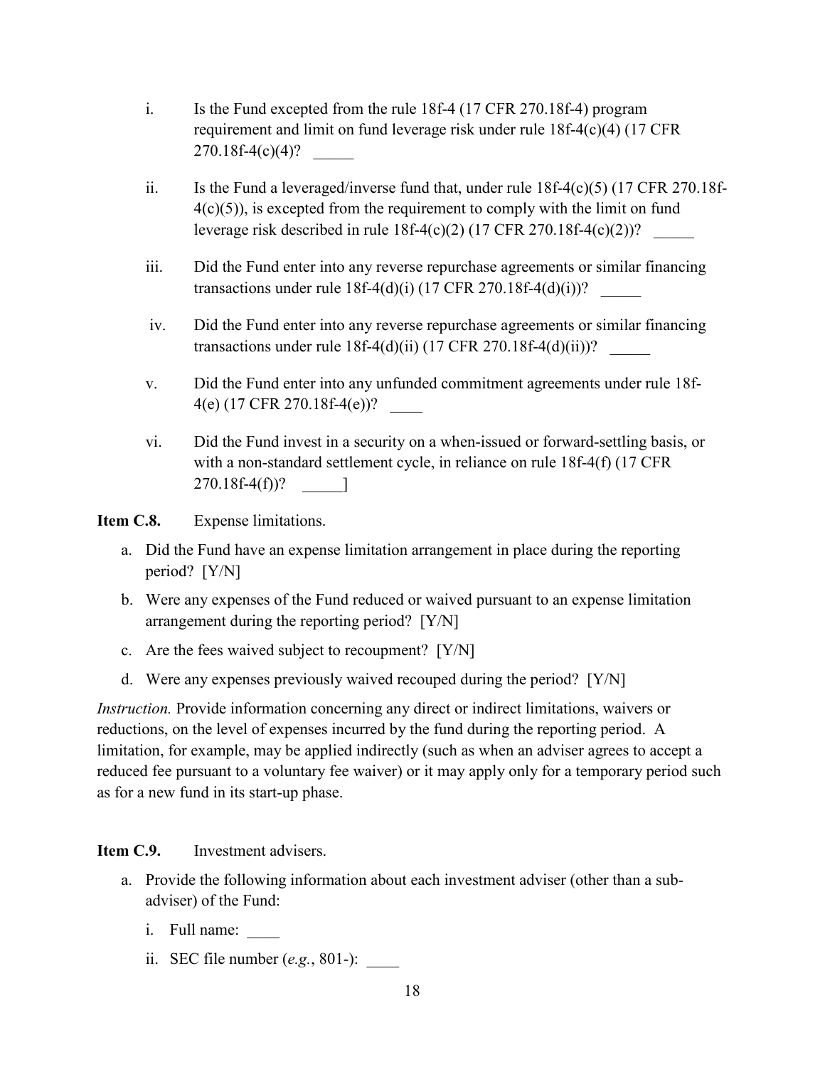i. Is the Fund excepted from the rule 18f-4 (17 CFR 270.18f-4) program requirement and limit on fund leverage risk under rule 18f-4(c)(4) (17 CFR 270.18f-4(c)(4)? _____

ii. Is the Fund a leveraged/inverse fund that, under rule 18f-4(c)(5) (17 CFR 270.18f-4(c)(5)), is excepted from the requirement to comply with the limit on fund leverage risk described in rule 18f-4(c)(2) (17 CFR 270.18f-4(c)(2))? _____

iii. Did the Fund enter into any reverse repurchase agreements or similar financing transactions under rule 18f-4(d)(i) (17 CFR 270.18f-4(d)(i))? _____

iv. Did the Fund enter into any reverse repurchase agreements or similar financing transactions under rule 18f-4(d)(ii) (17 CFR 270.18f-4(d)(ii))? _____

v. Did the Fund enter into any unfunded commitment agreements under rule 18f-4(e) (17 CFR 270.18f-4(e))? ____

vi. Did the Fund invest in a security on a when-issued or forward-settling basis, or with a non-standard settlement cycle, in reliance on rule 18f-4(f) (17 CFR 270.18f-4(f))? _____]

**Item C.8.** Expense limitations.

a. Did the Fund have an expense limitation arrangement in place during the reporting period? [Y/N]

b. Were any expenses of the Fund reduced or waived pursuant to an expense limitation arrangement during the reporting period? [Y/N]

c. Are the fees waived subject to recoupment? [Y/N]

d. Were any expenses previously waived recouped during the period? [Y/N]

*Instruction.* Provide information concerning any direct or indirect limitations, waivers or reductions, on the level of expenses incurred by the fund during the reporting period. A limitation, for example, may be applied indirectly (such as when an adviser agrees to accept a reduced fee pursuant to a voluntary fee waiver) or it may apply only for a temporary period such as for a new fund in its start-up phase.

**Item C.9.** Investment advisers.

a. Provide the following information about each investment adviser (other than a sub-adviser) of the Fund:

   i. Full name: ____

   ii. SEC file number (*e.g.*, 801-): ____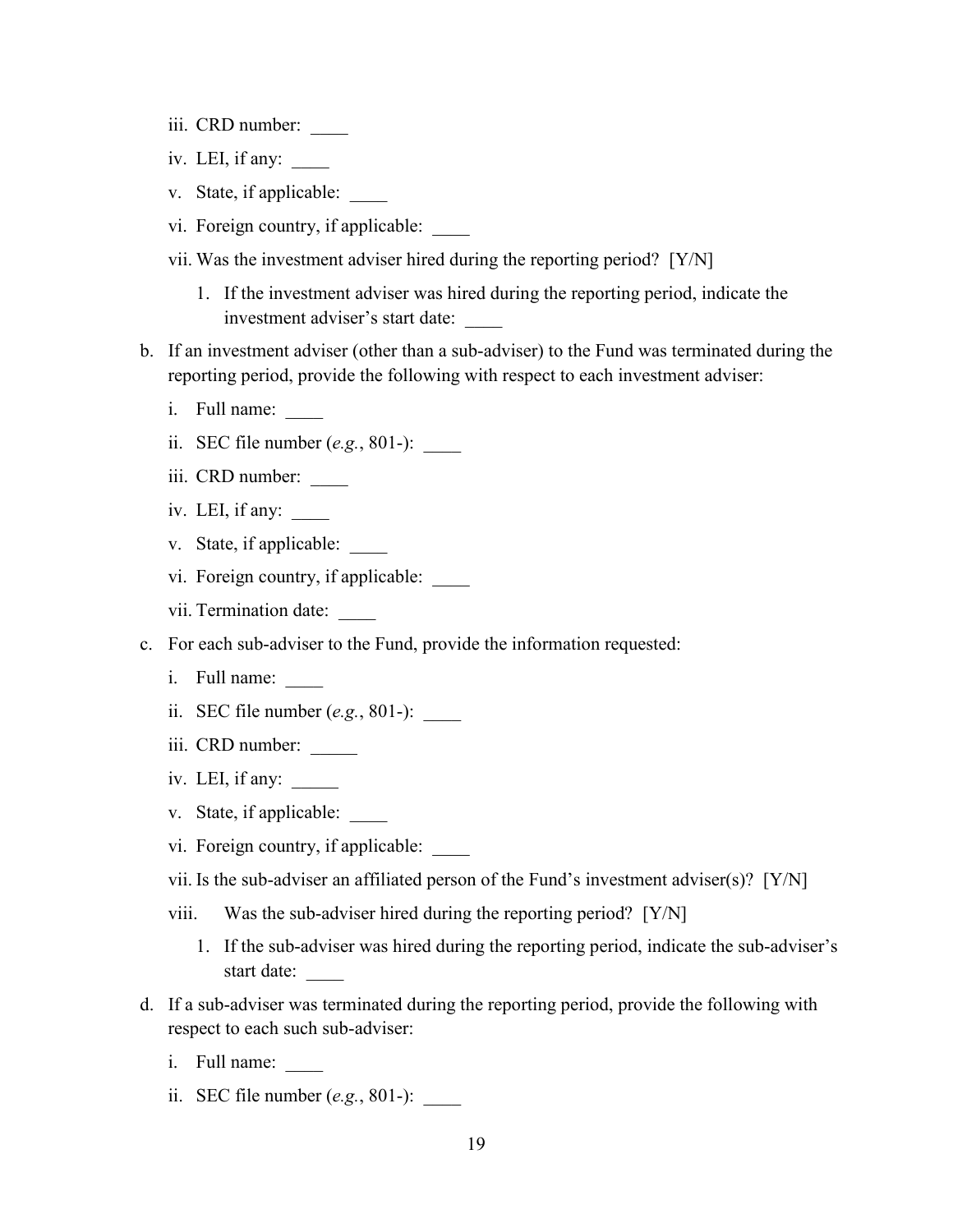iii. CRD number: ____

   iv. LEI, if any: ____

   v. State, if applicable: ____

   vi. Foreign country, if applicable: ____

   vii. Was the investment adviser hired during the reporting period? [Y/N]

      1. If the investment adviser was hired during the reporting period, indicate the investment adviser's start date: ____

b. If an investment adviser (other than a sub-adviser) to the Fund was terminated during the reporting period, provide the following with respect to each investment adviser:

   i. Full name: ____

   ii. SEC file number (*e.g.*, 801-): ____

   iii. CRD number: ____

   iv. LEI, if any: ____

   v. State, if applicable: ____

   vi. Foreign country, if applicable: ____

   vii. Termination date: ____

c. For each sub-adviser to the Fund, provide the information requested:

   i. Full name: ____

   ii. SEC file number (*e.g.*, 801-): ____

   iii. CRD number: _____

   iv. LEI, if any: _____

   v. State, if applicable: ____

   vi. Foreign country, if applicable: ____

   vii. Is the sub-adviser an affiliated person of the Fund's investment adviser(s)? [Y/N]

   viii. Was the sub-adviser hired during the reporting period? [Y/N]

      1. If the sub-adviser was hired during the reporting period, indicate the sub-adviser's start date: ____

d. If a sub-adviser was terminated during the reporting period, provide the following with respect to each such sub-adviser:

   i. Full name: ____

   ii. SEC file number (*e.g.*, 801-): ____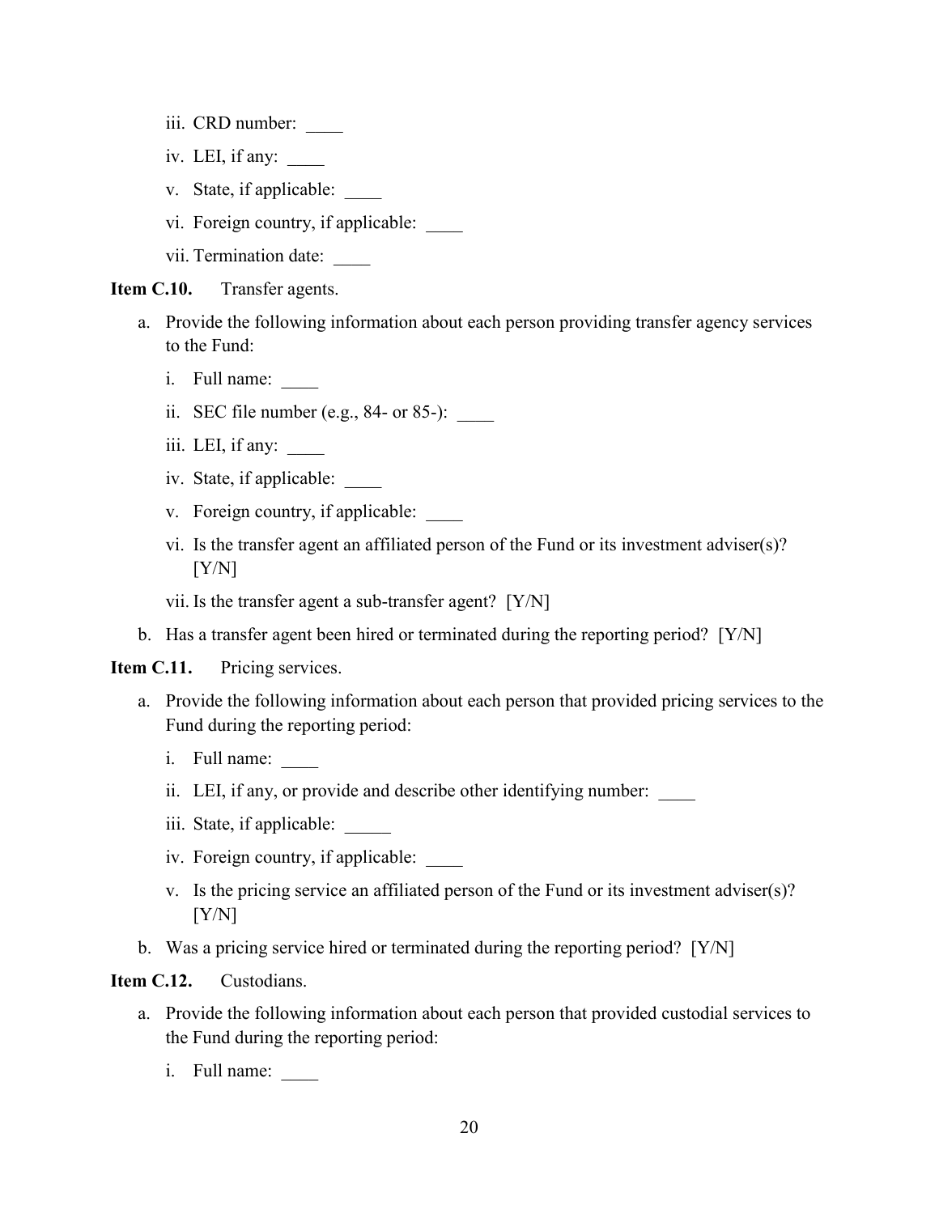iii. CRD number: ____

iv. LEI, if any: ____

v. State, if applicable: ____

vi. Foreign country, if applicable: ____

vii. Termination date: ____

**Item C.10.** Transfer agents.

a. Provide the following information about each person providing transfer agency services to the Fund:

i. Full name: ____

ii. SEC file number (e.g., 84- or 85-): ____

iii. LEI, if any: ____

iv. State, if applicable: ____

v. Foreign country, if applicable: ____

vi. Is the transfer agent an affiliated person of the Fund or its investment adviser(s)? [Y/N]

vii. Is the transfer agent a sub-transfer agent? [Y/N]

b. Has a transfer agent been hired or terminated during the reporting period? [Y/N]

**Item C.11.** Pricing services.

a. Provide the following information about each person that provided pricing services to the Fund during the reporting period:

i. Full name: ____

ii. LEI, if any, or provide and describe other identifying number: ____

iii. State, if applicable: _____

iv. Foreign country, if applicable: ____

v. Is the pricing service an affiliated person of the Fund or its investment adviser(s)? [Y/N]

b. Was a pricing service hired or terminated during the reporting period? [Y/N]

**Item C.12.** Custodians.

a. Provide the following information about each person that provided custodial services to the Fund during the reporting period:

i. Full name: ____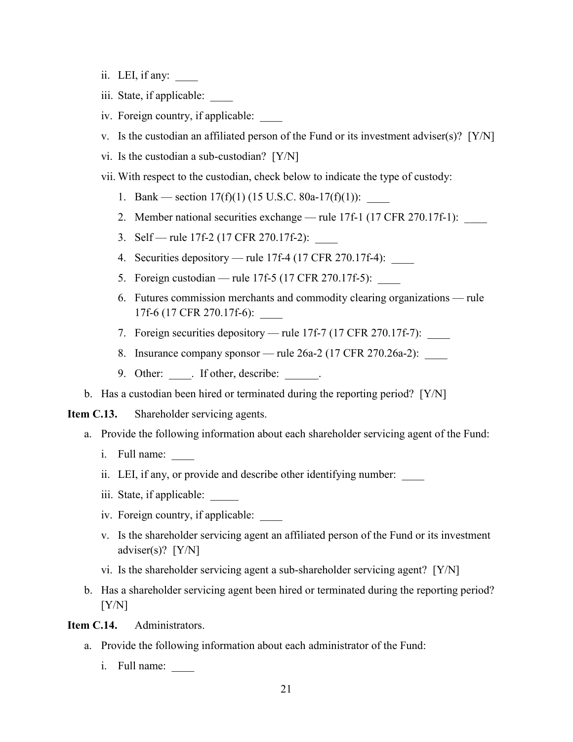ii. LEI, if any: ____

iii. State, if applicable: ____

iv. Foreign country, if applicable: ____

v. Is the custodian an affiliated person of the Fund or its investment adviser(s)? [Y/N]

vi. Is the custodian a sub-custodian? [Y/N]

vii. With respect to the custodian, check below to indicate the type of custody:

1. Bank — section 17(f)(1) (15 U.S.C. 80a-17(f)(1)): ____
2. Member national securities exchange — rule 17f-1 (17 CFR 270.17f-1): ____
3. Self — rule 17f-2 (17 CFR 270.17f-2): ____
4. Securities depository — rule 17f-4 (17 CFR 270.17f-4): ____
5. Foreign custodian — rule 17f-5 (17 CFR 270.17f-5): ____
6. Futures commission merchants and commodity clearing organizations — rule 17f-6 (17 CFR 270.17f-6): ____
7. Foreign securities depository — rule 17f-7 (17 CFR 270.17f-7): ____
8. Insurance company sponsor — rule 26a-2 (17 CFR 270.26a-2): ____
9. Other: ____. If other, describe: ______.

b. Has a custodian been hired or terminated during the reporting period? [Y/N]

**Item C.13.** Shareholder servicing agents.

a. Provide the following information about each shareholder servicing agent of the Fund:

i. Full name: ____

ii. LEI, if any, or provide and describe other identifying number: ____

iii. State, if applicable: _____

iv. Foreign country, if applicable: ____

v. Is the shareholder servicing agent an affiliated person of the Fund or its investment adviser(s)? [Y/N]

vi. Is the shareholder servicing agent a sub-shareholder servicing agent? [Y/N]

b. Has a shareholder servicing agent been hired or terminated during the reporting period? [Y/N]

**Item C.14.** Administrators.

a. Provide the following information about each administrator of the Fund:

i. Full name: ____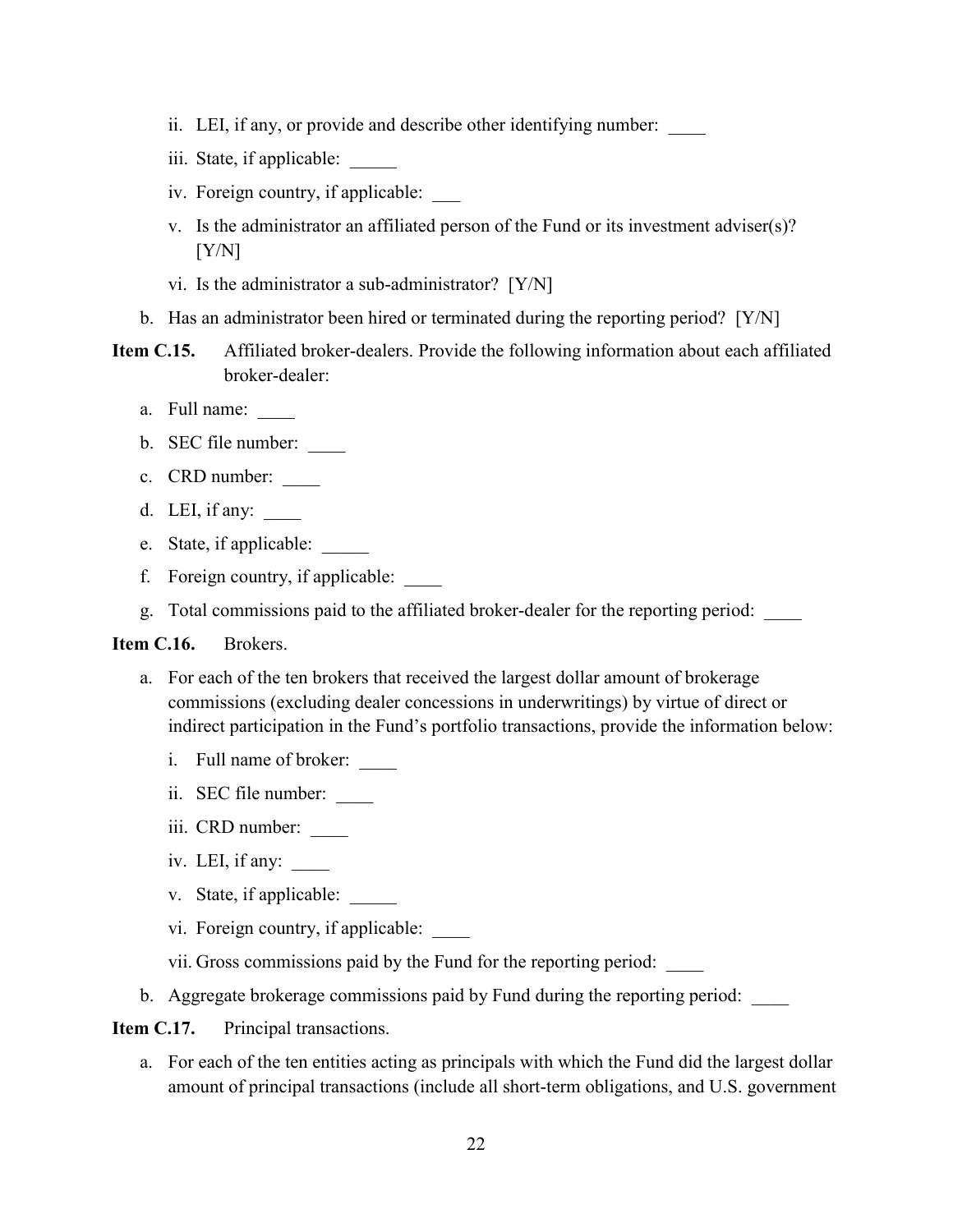ii. LEI, if any, or provide and describe other identifying number: ____

iii. State, if applicable: _____

iv. Foreign country, if applicable: ___

v. Is the administrator an affiliated person of the Fund or its investment adviser(s)? [Y/N]

vi. Is the administrator a sub-administrator? [Y/N]

b. Has an administrator been hired or terminated during the reporting period? [Y/N]

**Item C.15.** Affiliated broker-dealers. Provide the following information about each affiliated broker-dealer:

a. Full name: ____

b. SEC file number: ____

c. CRD number: ____

d. LEI, if any: ____

e. State, if applicable: _____

f. Foreign country, if applicable: ____

g. Total commissions paid to the affiliated broker-dealer for the reporting period: ____

**Item C.16.** Brokers.

a. For each of the ten brokers that received the largest dollar amount of brokerage commissions (excluding dealer concessions in underwritings) by virtue of direct or indirect participation in the Fund's portfolio transactions, provide the information below:

i. Full name of broker: ____

ii. SEC file number: ____

iii. CRD number: ____

iv. LEI, if any: ____

v. State, if applicable: _____

vi. Foreign country, if applicable: ____

vii. Gross commissions paid by the Fund for the reporting period: ____

b. Aggregate brokerage commissions paid by Fund during the reporting period: ____

**Item C.17.** Principal transactions.

a. For each of the ten entities acting as principals with which the Fund did the largest dollar amount of principal transactions (include all short-term obligations, and U.S. government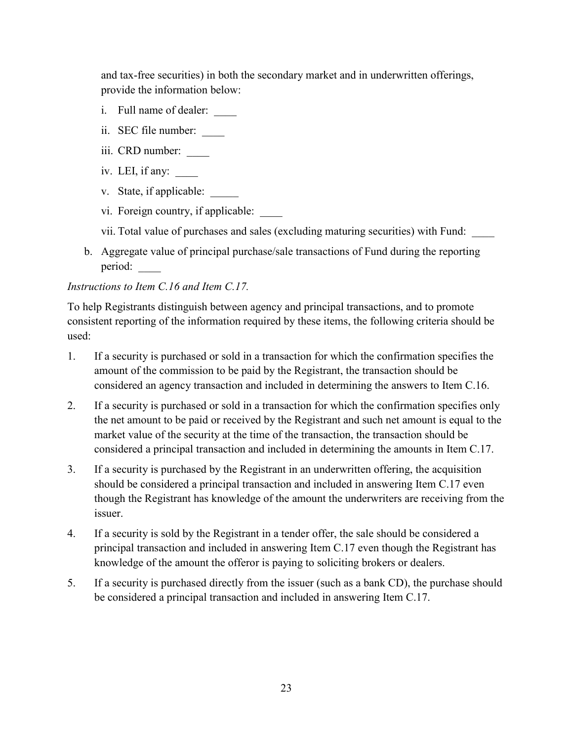and tax-free securities) in both the secondary market and in underwritten offerings, provide the information below:

i. Full name of dealer: ____

ii. SEC file number: ____

iii. CRD number: ____

iv. LEI, if any: ____

v. State, if applicable: _____

vi. Foreign country, if applicable: ____

vii. Total value of purchases and sales (excluding maturing securities) with Fund: ____

b. Aggregate value of principal purchase/sale transactions of Fund during the reporting period: ____

*Instructions to Item C.16 and Item C.17.*

To help Registrants distinguish between agency and principal transactions, and to promote consistent reporting of the information required by these items, the following criteria should be used:

1. If a security is purchased or sold in a transaction for which the confirmation specifies the amount of the commission to be paid by the Registrant, the transaction should be considered an agency transaction and included in determining the answers to Item C.16.

2. If a security is purchased or sold in a transaction for which the confirmation specifies only the net amount to be paid or received by the Registrant and such net amount is equal to the market value of the security at the time of the transaction, the transaction should be considered a principal transaction and included in determining the amounts in Item C.17.

3. If a security is purchased by the Registrant in an underwritten offering, the acquisition should be considered a principal transaction and included in answering Item C.17 even though the Registrant has knowledge of the amount the underwriters are receiving from the issuer.

4. If a security is sold by the Registrant in a tender offer, the sale should be considered a principal transaction and included in answering Item C.17 even though the Registrant has knowledge of the amount the offeror is paying to soliciting brokers or dealers.

5. If a security is purchased directly from the issuer (such as a bank CD), the purchase should be considered a principal transaction and included in answering Item C.17.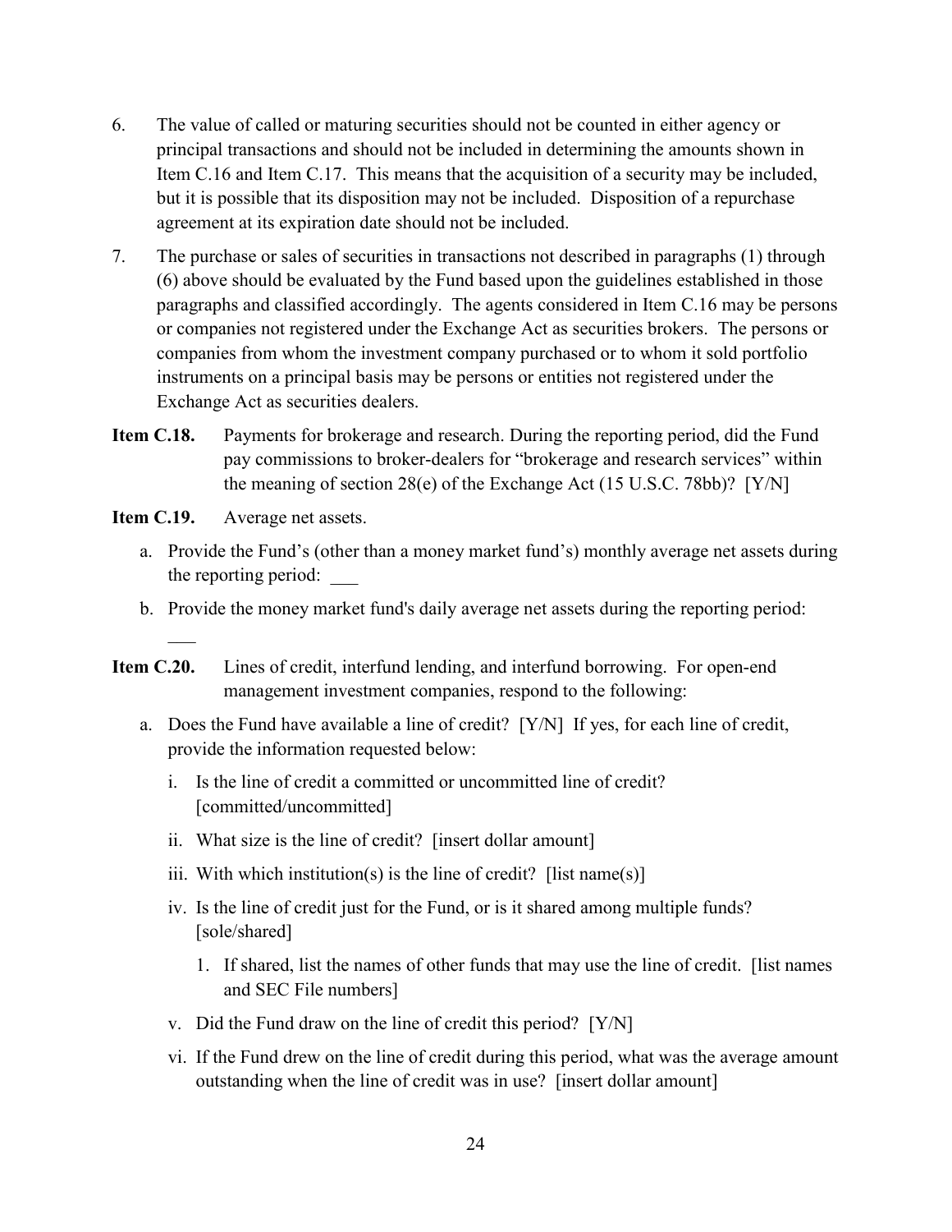6. The value of called or maturing securities should not be counted in either agency or principal transactions and should not be included in determining the amounts shown in Item C.16 and Item C.17. This means that the acquisition of a security may be included, but it is possible that its disposition may not be included. Disposition of a repurchase agreement at its expiration date should not be included.

7. The purchase or sales of securities in transactions not described in paragraphs (1) through (6) above should be evaluated by the Fund based upon the guidelines established in those paragraphs and classified accordingly. The agents considered in Item C.16 may be persons or companies not registered under the Exchange Act as securities brokers. The persons or companies from whom the investment company purchased or to whom it sold portfolio instruments on a principal basis may be persons or entities not registered under the Exchange Act as securities dealers.

**Item C.18.** Payments for brokerage and research. During the reporting period, did the Fund pay commissions to broker-dealers for "brokerage and research services" within the meaning of section 28(e) of the Exchange Act (15 U.S.C. 78bb)? [Y/N]

**Item C.19.** Average net assets.

a. Provide the Fund's (other than a money market fund's) monthly average net assets during the reporting period: ___

b. Provide the money market fund's daily average net assets during the reporting period: ___

**Item C.20.** Lines of credit, interfund lending, and interfund borrowing. For open-end management investment companies, respond to the following:

a. Does the Fund have available a line of credit? [Y/N] If yes, for each line of credit, provide the information requested below:

   i. Is the line of credit a committed or uncommitted line of credit? [committed/uncommitted]

   ii. What size is the line of credit? [insert dollar amount]

   iii. With which institution(s) is the line of credit? [list name(s)]

   iv. Is the line of credit just for the Fund, or is it shared among multiple funds? [sole/shared]

      1. If shared, list the names of other funds that may use the line of credit. [list names and SEC File numbers]

   v. Did the Fund draw on the line of credit this period? [Y/N]

   vi. If the Fund drew on the line of credit during this period, what was the average amount outstanding when the line of credit was in use? [insert dollar amount]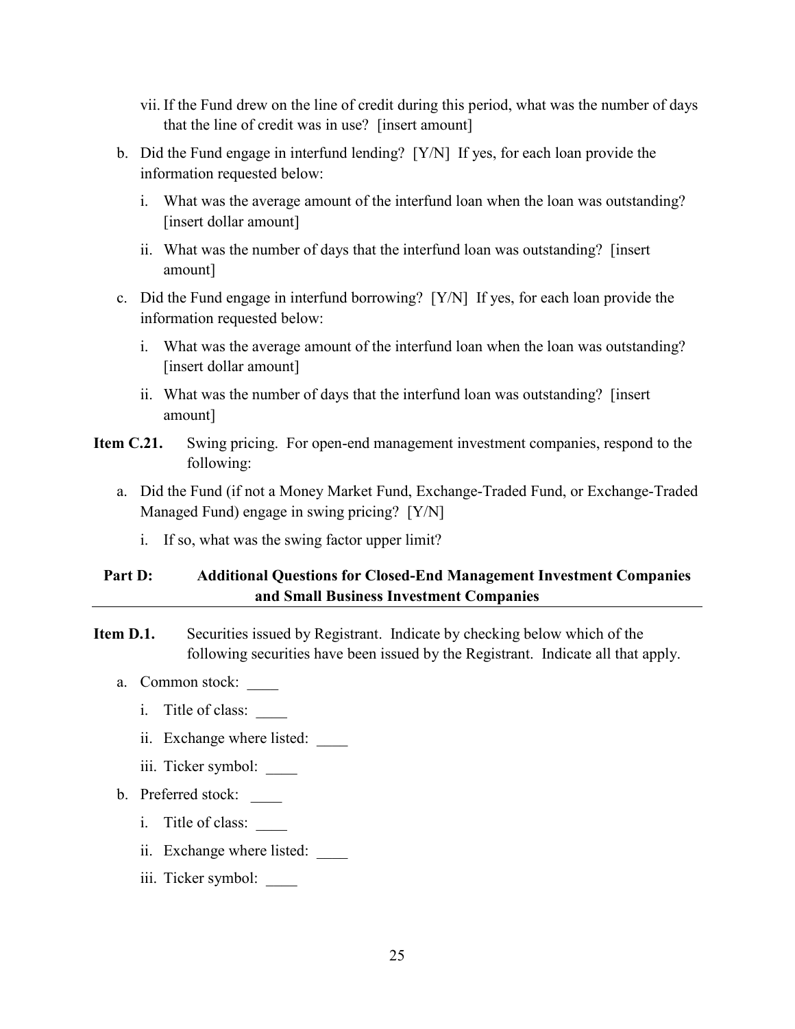vii. If the Fund drew on the line of credit during this period, what was the number of days that the line of credit was in use? [insert amount]

b. Did the Fund engage in interfund lending? [Y/N] If yes, for each loan provide the information requested below:

   i. What was the average amount of the interfund loan when the loan was outstanding? [insert dollar amount]

   ii. What was the number of days that the interfund loan was outstanding? [insert amount]

c. Did the Fund engage in interfund borrowing? [Y/N] If yes, for each loan provide the information requested below:

   i. What was the average amount of the interfund loan when the loan was outstanding? [insert dollar amount]

   ii. What was the number of days that the interfund loan was outstanding? [insert amount]

**Item C.21.** Swing pricing. For open-end management investment companies, respond to the following:

a. Did the Fund (if not a Money Market Fund, Exchange-Traded Fund, or Exchange-Traded Managed Fund) engage in swing pricing? [Y/N]

   i. If so, what was the swing factor upper limit?

## Part D: Additional Questions for Closed-End Management Investment Companies and Small Business Investment Companies

**Item D.1.** Securities issued by Registrant. Indicate by checking below which of the following securities have been issued by the Registrant. Indicate all that apply.

a. Common stock: ____

   i. Title of class: ____

   ii. Exchange where listed: ____

   iii. Ticker symbol: ____

b. Preferred stock: ____

   i. Title of class: ____

   ii. Exchange where listed: ____

   iii. Ticker symbol: ____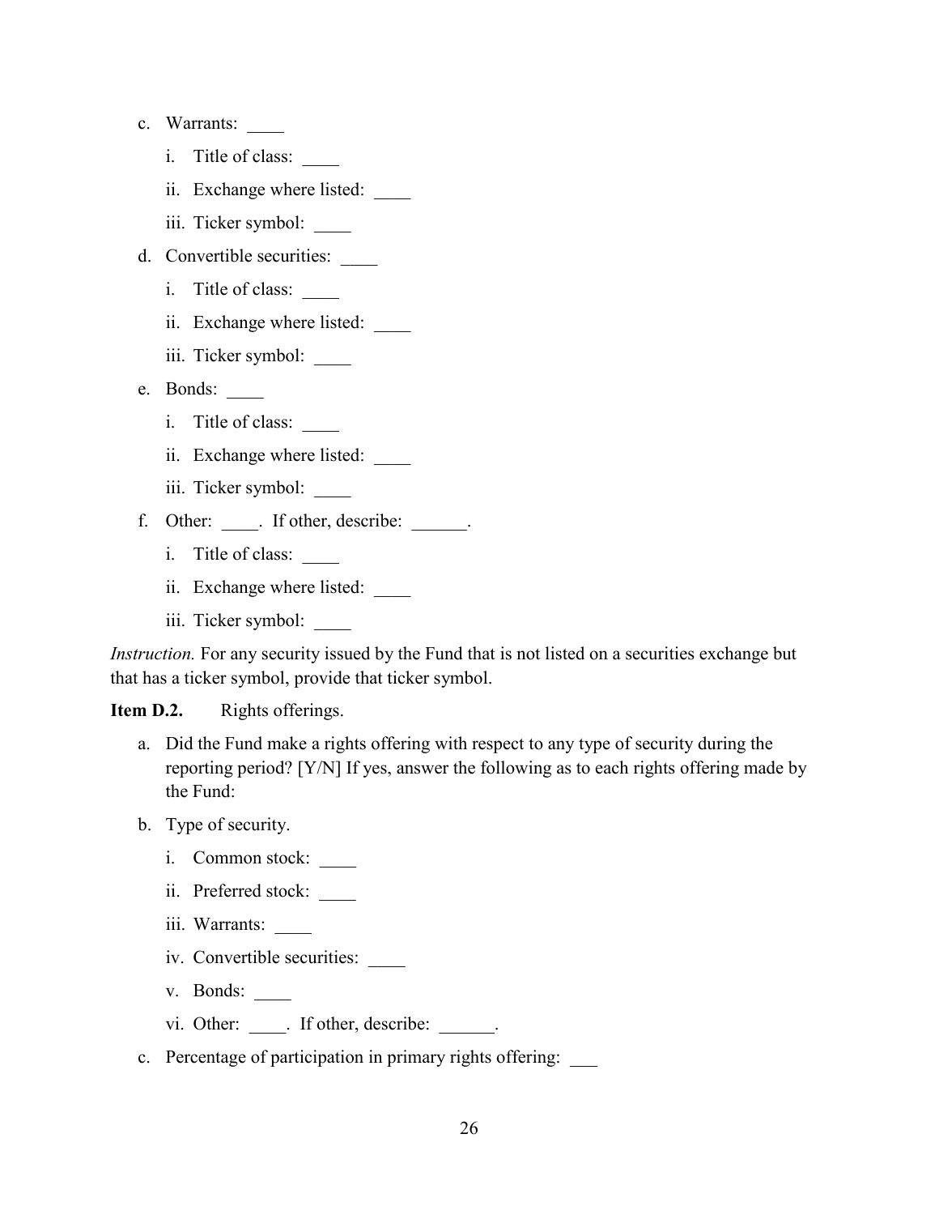c. Warrants: \_\_\_\_

   i. Title of class: \_\_\_\_

   ii. Exchange where listed: \_\_\_\_

   iii. Ticker symbol: \_\_\_\_

d. Convertible securities: \_\_\_\_

   i. Title of class: \_\_\_\_

   ii. Exchange where listed: \_\_\_\_

   iii. Ticker symbol: \_\_\_\_

e. Bonds: \_\_\_\_

   i. Title of class: \_\_\_\_

   ii. Exchange where listed: \_\_\_\_

   iii. Ticker symbol: \_\_\_\_

f. Other: \_\_\_\_. If other, describe: \_\_\_\_\_\_.

   i. Title of class: \_\_\_\_

   ii. Exchange where listed: \_\_\_\_

   iii. Ticker symbol: \_\_\_\_

*Instruction.* For any security issued by the Fund that is not listed on a securities exchange but that has a ticker symbol, provide that ticker symbol.

**Item D.2.** Rights offerings.

a. Did the Fund make a rights offering with respect to any type of security during the reporting period? [Y/N] If yes, answer the following as to each rights offering made by the Fund:

b. Type of security.

   i. Common stock: \_\_\_\_

   ii. Preferred stock: \_\_\_\_

   iii. Warrants: \_\_\_\_

   iv. Convertible securities: \_\_\_\_

   v. Bonds: \_\_\_\_

   vi. Other: \_\_\_\_. If other, describe: \_\_\_\_\_\_.

c. Percentage of participation in primary rights offering: \_\_\_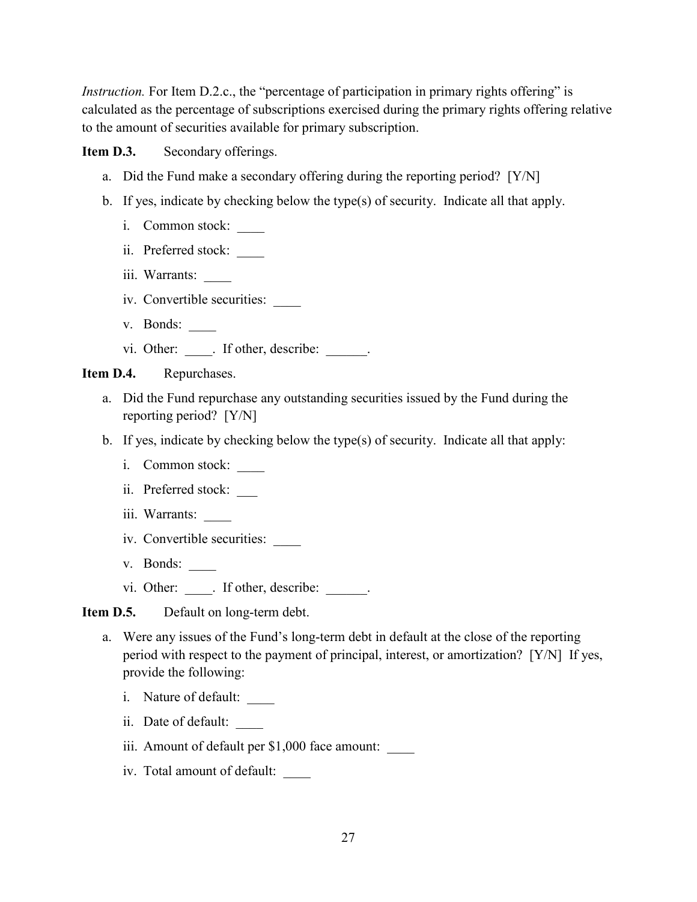*Instruction.* For Item D.2.c., the "percentage of participation in primary rights offering" is calculated as the percentage of subscriptions exercised during the primary rights offering relative to the amount of securities available for primary subscription.

**Item D.3.** Secondary offerings.

a. Did the Fund make a secondary offering during the reporting period? [Y/N]

b. If yes, indicate by checking below the type(s) of security. Indicate all that apply.

   i. Common stock: ____

   ii. Preferred stock: ____

   iii. Warrants: ____

   iv. Convertible securities: ____

   v. Bonds: ____

   vi. Other: ____. If other, describe: ______.

**Item D.4.** Repurchases.

a. Did the Fund repurchase any outstanding securities issued by the Fund during the reporting period? [Y/N]

b. If yes, indicate by checking below the type(s) of security. Indicate all that apply:

   i. Common stock: ____

   ii. Preferred stock: ___

   iii. Warrants: ____

   iv. Convertible securities: ____

   v. Bonds: ____

   vi. Other: ____. If other, describe: ______.

**Item D.5.** Default on long-term debt.

a. Were any issues of the Fund's long-term debt in default at the close of the reporting period with respect to the payment of principal, interest, or amortization? [Y/N] If yes, provide the following:

   i. Nature of default: ____

   ii. Date of default: ____

   iii. Amount of default per $1,000 face amount: ____

   iv. Total amount of default: ____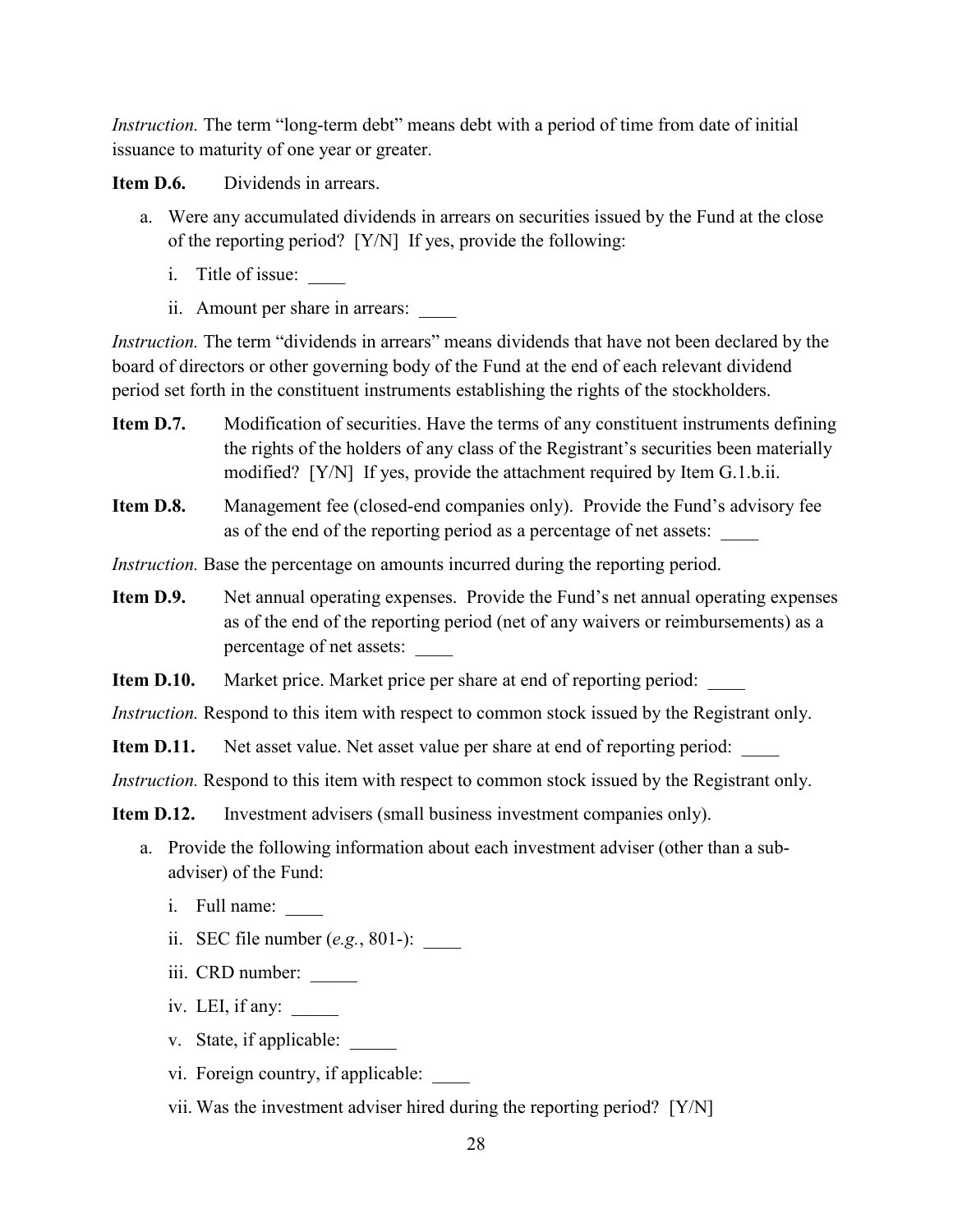*Instruction.* The term "long-term debt" means debt with a period of time from date of initial issuance to maturity of one year or greater.

**Item D.6.** Dividends in arrears.

a. Were any accumulated dividends in arrears on securities issued by the Fund at the close of the reporting period? [Y/N] If yes, provide the following:

   i. Title of issue: ____

   ii. Amount per share in arrears: ____

*Instruction.* The term "dividends in arrears" means dividends that have not been declared by the board of directors or other governing body of the Fund at the end of each relevant dividend period set forth in the constituent instruments establishing the rights of the stockholders.

**Item D.7.** Modification of securities. Have the terms of any constituent instruments defining the rights of the holders of any class of the Registrant's securities been materially modified? [Y/N] If yes, provide the attachment required by Item G.1.b.ii.

**Item D.8.** Management fee (closed-end companies only). Provide the Fund's advisory fee as of the end of the reporting period as a percentage of net assets: ____

*Instruction.* Base the percentage on amounts incurred during the reporting period.

**Item D.9.** Net annual operating expenses. Provide the Fund's net annual operating expenses as of the end of the reporting period (net of any waivers or reimbursements) as a percentage of net assets: ____

**Item D.10.** Market price. Market price per share at end of reporting period: ____

*Instruction.* Respond to this item with respect to common stock issued by the Registrant only.

**Item D.11.** Net asset value. Net asset value per share at end of reporting period: ____

*Instruction.* Respond to this item with respect to common stock issued by the Registrant only.

**Item D.12.** Investment advisers (small business investment companies only).

a. Provide the following information about each investment adviser (other than a sub-adviser) of the Fund:

   i. Full name: ____

   ii. SEC file number (*e.g.*, 801-): ____

   iii. CRD number: _____

   iv. LEI, if any: _____

   v. State, if applicable: _____

   vi. Foreign country, if applicable: ____

   vii. Was the investment adviser hired during the reporting period? [Y/N]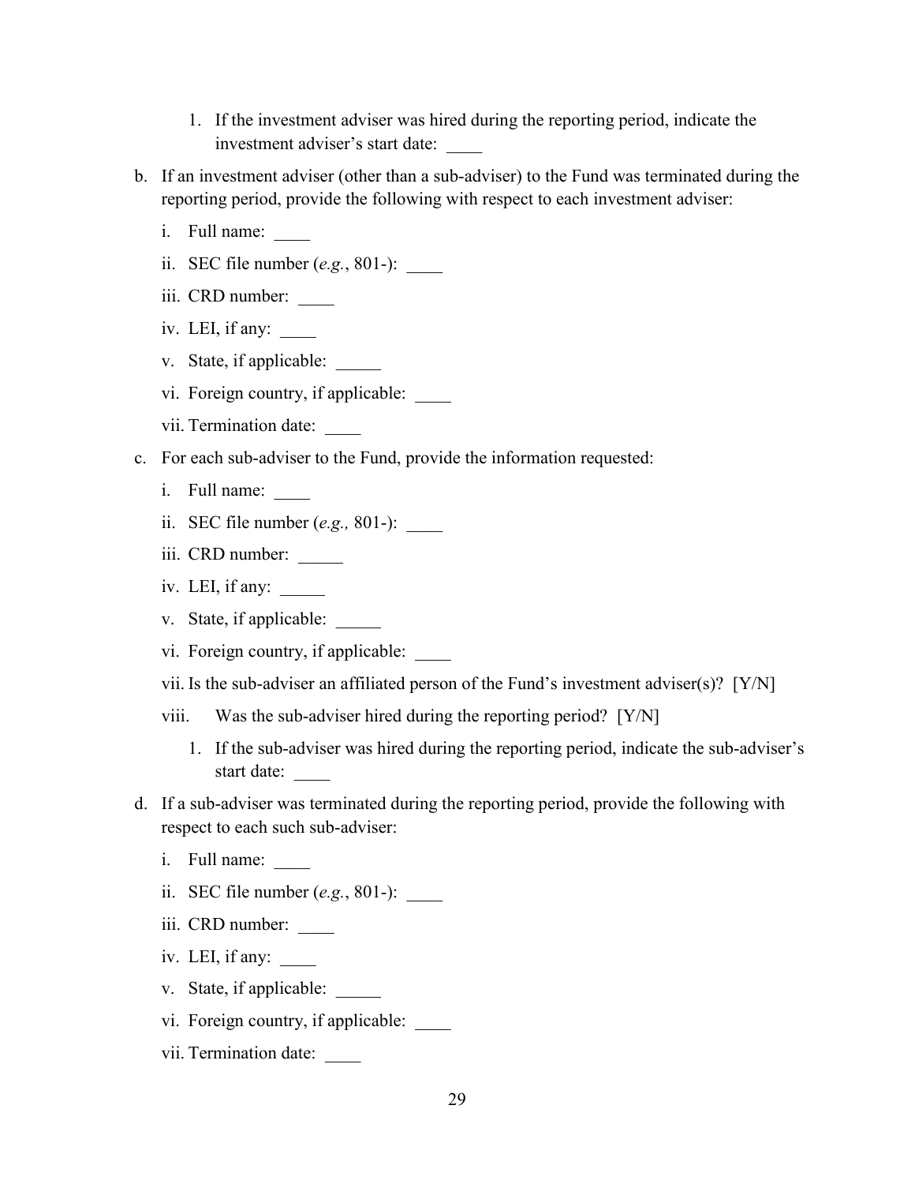1. If the investment adviser was hired during the reporting period, indicate the investment adviser's start date: ____

b. If an investment adviser (other than a sub-adviser) to the Fund was terminated during the reporting period, provide the following with respect to each investment adviser:

   i. Full name: ____

   ii. SEC file number (*e.g.*, 801-): ____

   iii. CRD number: ____

   iv. LEI, if any: ____

   v. State, if applicable: _____

   vi. Foreign country, if applicable: ____

   vii. Termination date: ____

c. For each sub-adviser to the Fund, provide the information requested:

   i. Full name: ____

   ii. SEC file number (*e.g.,* 801-): ____

   iii. CRD number: _____

   iv. LEI, if any: _____

   v. State, if applicable: _____

   vi. Foreign country, if applicable: ____

   vii. Is the sub-adviser an affiliated person of the Fund's investment adviser(s)? [Y/N]

   viii. Was the sub-adviser hired during the reporting period? [Y/N]

      1. If the sub-adviser was hired during the reporting period, indicate the sub-adviser's start date: ____

d. If a sub-adviser was terminated during the reporting period, provide the following with respect to each such sub-adviser:

   i. Full name: ____

   ii. SEC file number (*e.g.*, 801-): ____

   iii. CRD number: ____

   iv. LEI, if any: ____

   v. State, if applicable: _____

   vi. Foreign country, if applicable: ____

   vii. Termination date: ____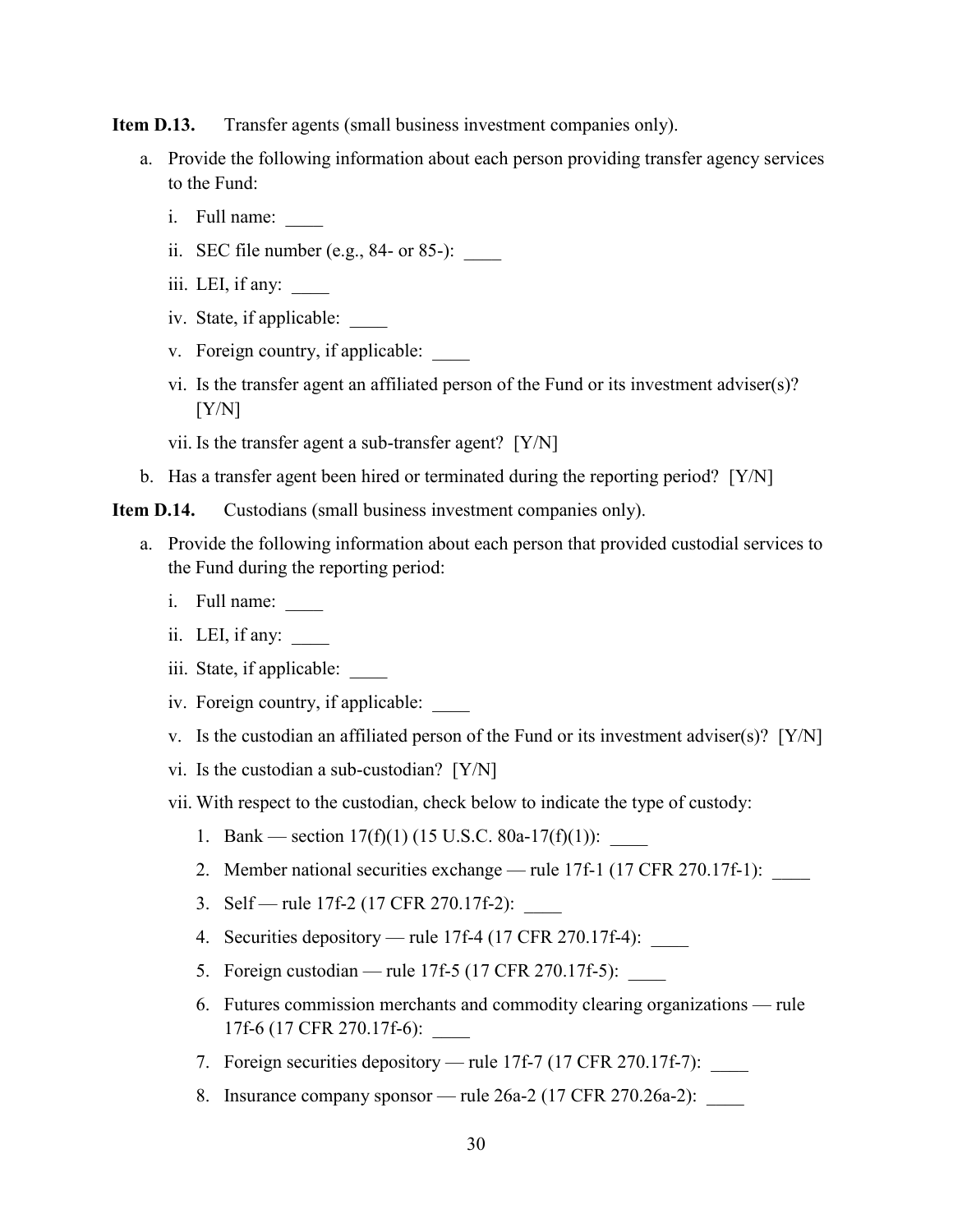**Item D.13.** Transfer agents (small business investment companies only).

a. Provide the following information about each person providing transfer agency services to the Fund:

   i. Full name: ____

   ii. SEC file number (e.g., 84- or 85-): ____

   iii. LEI, if any: ____

   iv. State, if applicable: ____

   v. Foreign country, if applicable: ____

   vi. Is the transfer agent an affiliated person of the Fund or its investment adviser(s)? [Y/N]

   vii. Is the transfer agent a sub-transfer agent? [Y/N]

b. Has a transfer agent been hired or terminated during the reporting period? [Y/N]

**Item D.14.** Custodians (small business investment companies only).

a. Provide the following information about each person that provided custodial services to the Fund during the reporting period:

   i. Full name: ____

   ii. LEI, if any: ____

   iii. State, if applicable: ____

   iv. Foreign country, if applicable: ____

   v. Is the custodian an affiliated person of the Fund or its investment adviser(s)? [Y/N]

   vi. Is the custodian a sub-custodian? [Y/N]

   vii. With respect to the custodian, check below to indicate the type of custody:

      1. Bank — section 17(f)(1) (15 U.S.C. 80a-17(f)(1)): ____

      2. Member national securities exchange — rule 17f-1 (17 CFR 270.17f-1): ____

      3. Self — rule 17f-2 (17 CFR 270.17f-2): ____

      4. Securities depository — rule 17f-4 (17 CFR 270.17f-4): ____

      5. Foreign custodian — rule 17f-5 (17 CFR 270.17f-5): ____

      6. Futures commission merchants and commodity clearing organizations — rule 17f-6 (17 CFR 270.17f-6): ____

      7. Foreign securities depository — rule 17f-7 (17 CFR 270.17f-7): ____

      8. Insurance company sponsor — rule 26a-2 (17 CFR 270.26a-2): ____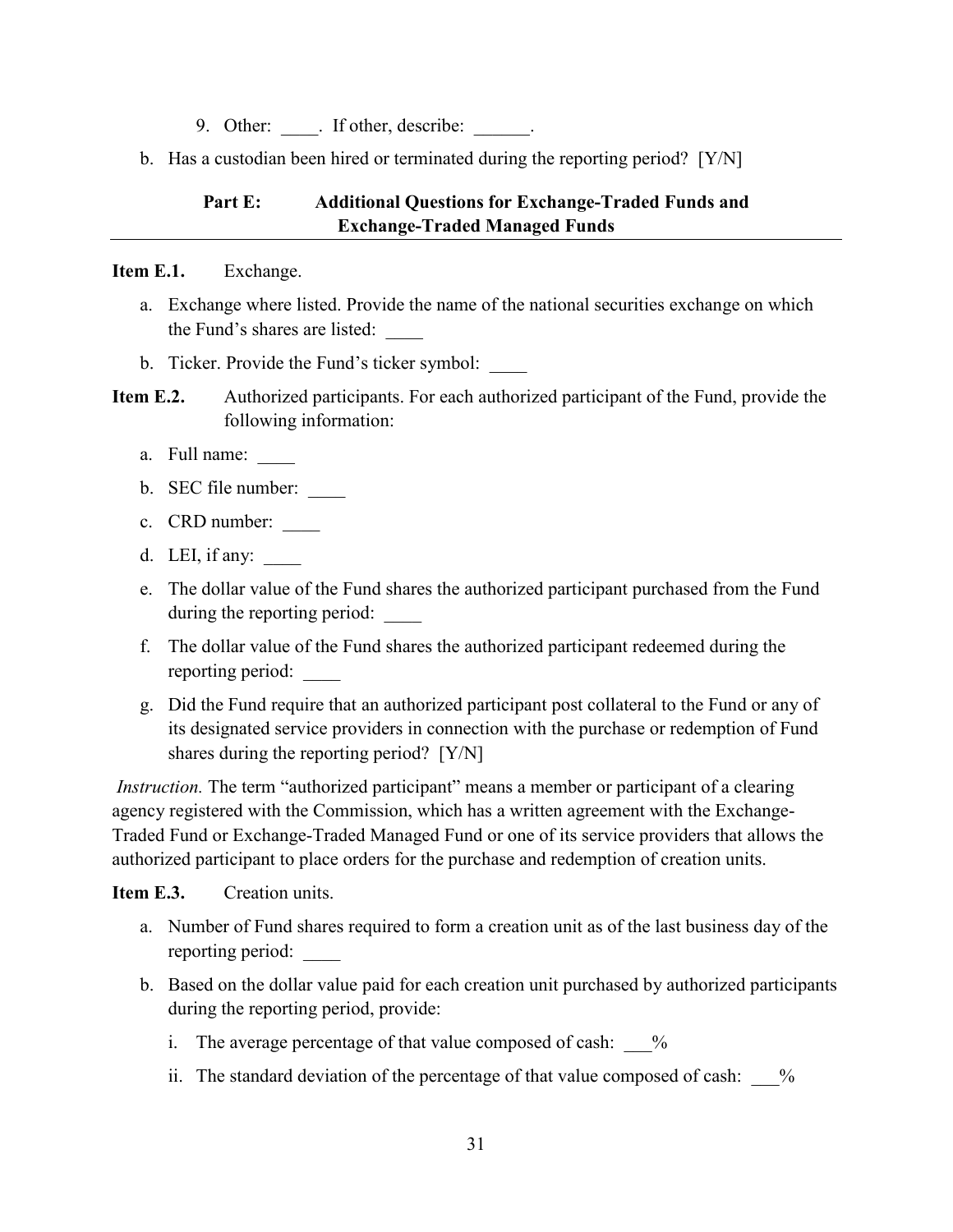9. Other: ____. If other, describe: ______.

b. Has a custodian been hired or terminated during the reporting period? [Y/N]

## Part E: Additional Questions for Exchange-Traded Funds and Exchange-Traded Managed Funds

**Item E.1.** Exchange.

a. Exchange where listed. Provide the name of the national securities exchange on which the Fund's shares are listed: ____

b. Ticker. Provide the Fund's ticker symbol: ____

**Item E.2.** Authorized participants. For each authorized participant of the Fund, provide the following information:

a. Full name: ____

b. SEC file number: ____

c. CRD number: ____

d. LEI, if any: ____

e. The dollar value of the Fund shares the authorized participant purchased from the Fund during the reporting period: ____

f. The dollar value of the Fund shares the authorized participant redeemed during the reporting period: ____

g. Did the Fund require that an authorized participant post collateral to the Fund or any of its designated service providers in connection with the purchase or redemption of Fund shares during the reporting period? [Y/N]

*Instruction.* The term "authorized participant" means a member or participant of a clearing agency registered with the Commission, which has a written agreement with the Exchange-Traded Fund or Exchange-Traded Managed Fund or one of its service providers that allows the authorized participant to place orders for the purchase and redemption of creation units.

**Item E.3.** Creation units.

a. Number of Fund shares required to form a creation unit as of the last business day of the reporting period: ____

b. Based on the dollar value paid for each creation unit purchased by authorized participants during the reporting period, provide:

   i. The average percentage of that value composed of cash: ___%

   ii. The standard deviation of the percentage of that value composed of cash: ___%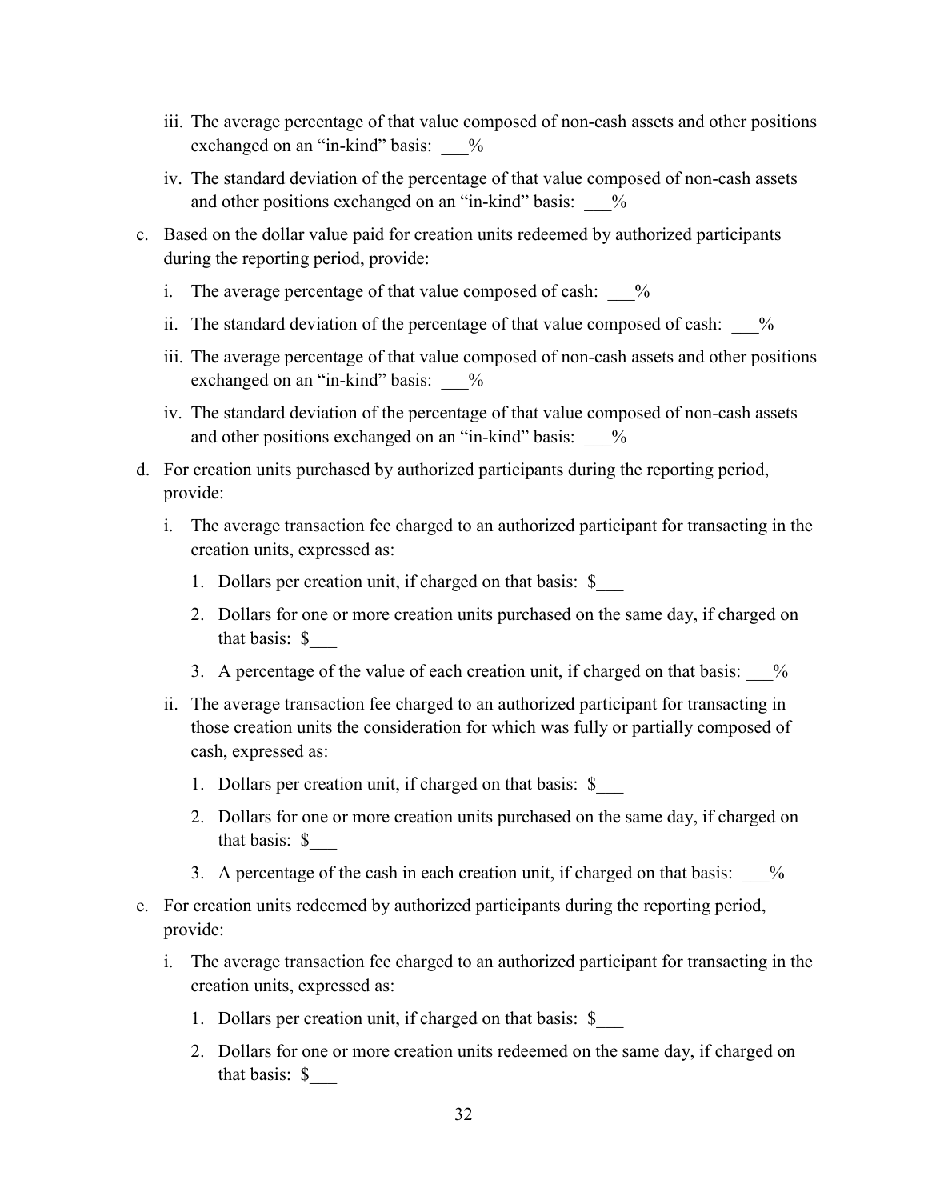iii. The average percentage of that value composed of non-cash assets and other positions exchanged on an "in-kind" basis: ___%

   iv. The standard deviation of the percentage of that value composed of non-cash assets and other positions exchanged on an "in-kind" basis: ___%

c. Based on the dollar value paid for creation units redeemed by authorized participants during the reporting period, provide:

   i. The average percentage of that value composed of cash: ___%

   ii. The standard deviation of the percentage of that value composed of cash: ___%

   iii. The average percentage of that value composed of non-cash assets and other positions exchanged on an "in-kind" basis: ___%

   iv. The standard deviation of the percentage of that value composed of non-cash assets and other positions exchanged on an "in-kind" basis: ___%

d. For creation units purchased by authorized participants during the reporting period, provide:

   i. The average transaction fee charged to an authorized participant for transacting in the creation units, expressed as:

      1. Dollars per creation unit, if charged on that basis: $___

      2. Dollars for one or more creation units purchased on the same day, if charged on that basis: $___

      3. A percentage of the value of each creation unit, if charged on that basis: ___%

   ii. The average transaction fee charged to an authorized participant for transacting in those creation units the consideration for which was fully or partially composed of cash, expressed as:

      1. Dollars per creation unit, if charged on that basis: $___

      2. Dollars for one or more creation units purchased on the same day, if charged on that basis: $___

      3. A percentage of the cash in each creation unit, if charged on that basis: ___%

e. For creation units redeemed by authorized participants during the reporting period, provide:

   i. The average transaction fee charged to an authorized participant for transacting in the creation units, expressed as:

      1. Dollars per creation unit, if charged on that basis: $___

      2. Dollars for one or more creation units redeemed on the same day, if charged on that basis: $___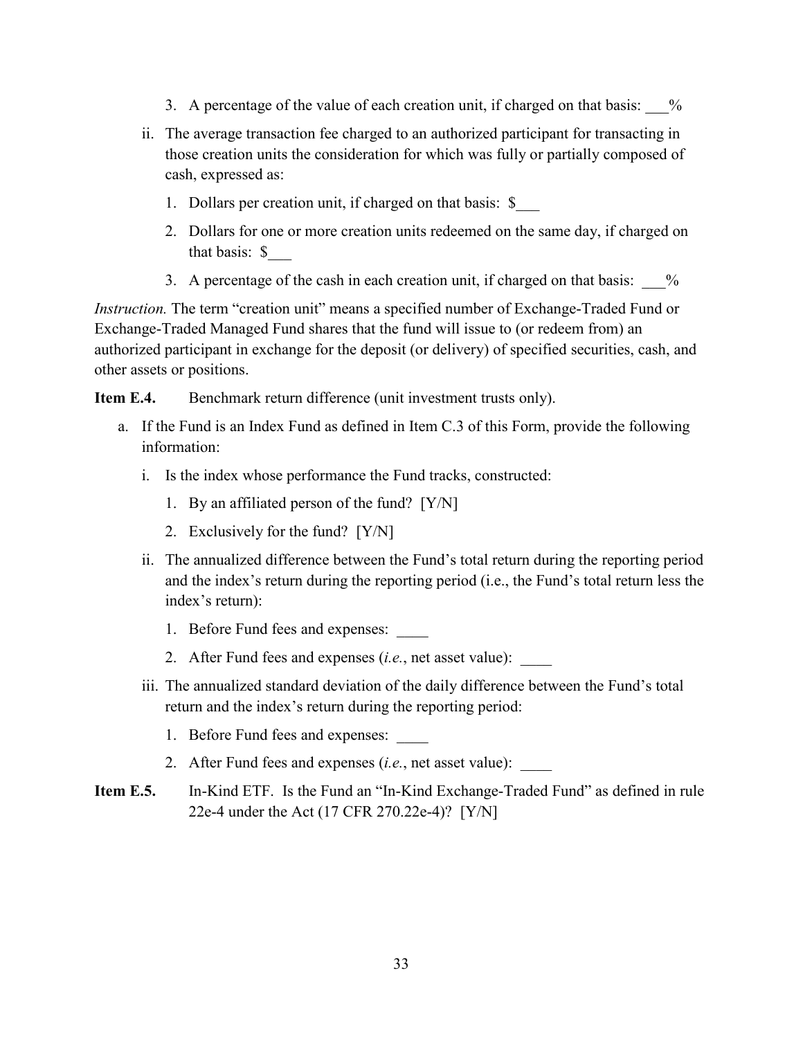3. A percentage of the value of each creation unit, if charged on that basis: ___%

ii. The average transaction fee charged to an authorized participant for transacting in those creation units the consideration for which was fully or partially composed of cash, expressed as:

1. Dollars per creation unit, if charged on that basis: $___

2. Dollars for one or more creation units redeemed on the same day, if charged on that basis: $___

3. A percentage of the cash in each creation unit, if charged on that basis: ___%

*Instruction.* The term "creation unit" means a specified number of Exchange-Traded Fund or Exchange-Traded Managed Fund shares that the fund will issue to (or redeem from) an authorized participant in exchange for the deposit (or delivery) of specified securities, cash, and other assets or positions.

**Item E.4.** Benchmark return difference (unit investment trusts only).

a. If the Fund is an Index Fund as defined in Item C.3 of this Form, provide the following information:

i. Is the index whose performance the Fund tracks, constructed:

1. By an affiliated person of the fund? [Y/N]

2. Exclusively for the fund? [Y/N]

ii. The annualized difference between the Fund's total return during the reporting period and the index's return during the reporting period (i.e., the Fund's total return less the index's return):

1. Before Fund fees and expenses: ____

2. After Fund fees and expenses (*i.e.*, net asset value): ____

iii. The annualized standard deviation of the daily difference between the Fund's total return and the index's return during the reporting period:

1. Before Fund fees and expenses: ____

2. After Fund fees and expenses (*i.e.*, net asset value): ____

**Item E.5.** In-Kind ETF. Is the Fund an "In-Kind Exchange-Traded Fund" as defined in rule 22e-4 under the Act (17 CFR 270.22e-4)? [Y/N]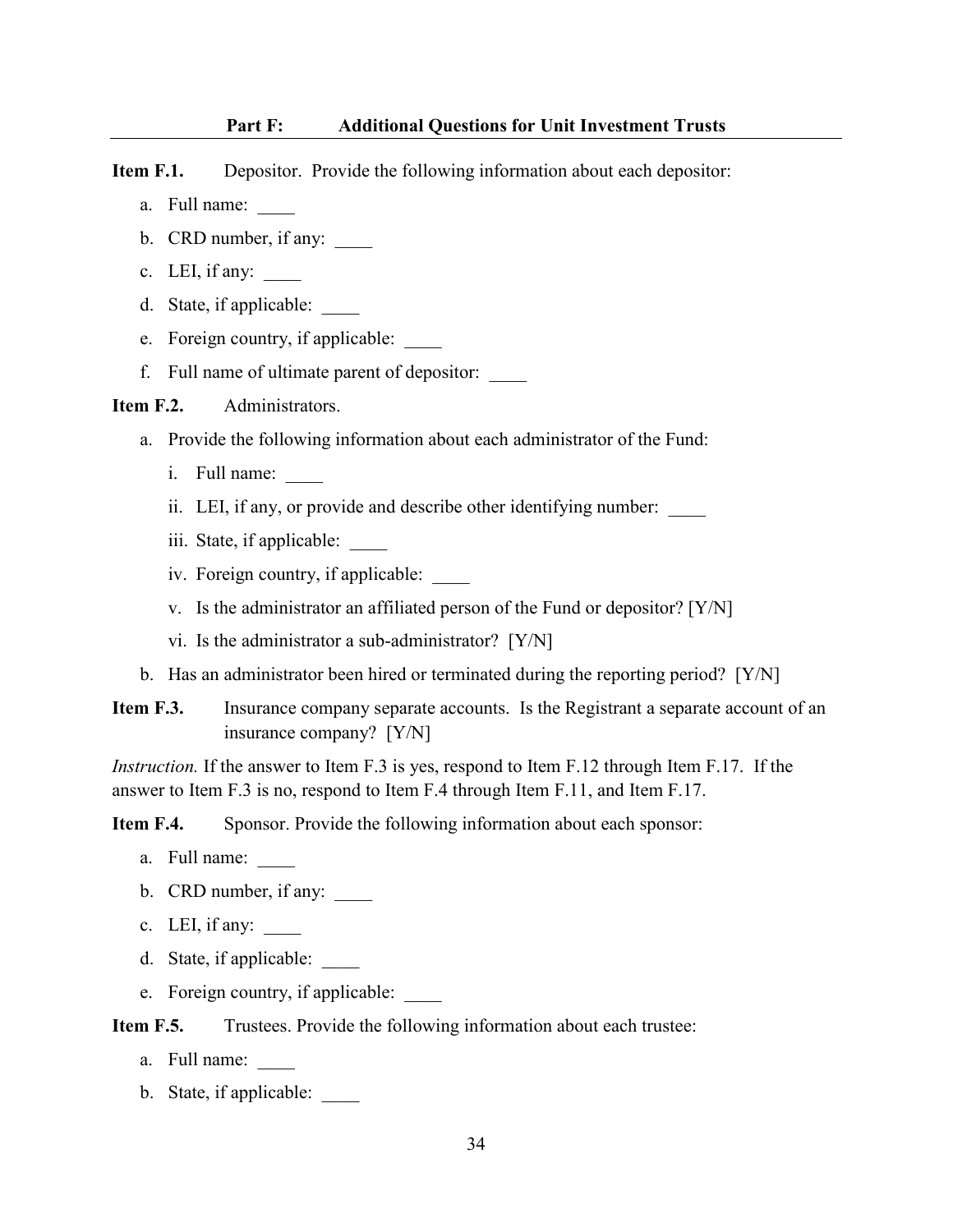## Part F: Additional Questions for Unit Investment Trusts

**Item F.1.** Depositor. Provide the following information about each depositor:

a. Full name: ____

b. CRD number, if any: ____

c. LEI, if any: ____

d. State, if applicable: ____

e. Foreign country, if applicable: ____

f. Full name of ultimate parent of depositor: ____

**Item F.2.** Administrators.

a. Provide the following information about each administrator of the Fund:

   i. Full name: ____

   ii. LEI, if any, or provide and describe other identifying number: ____

   iii. State, if applicable: ____

   iv. Foreign country, if applicable: ____

   v. Is the administrator an affiliated person of the Fund or depositor? [Y/N]

   vi. Is the administrator a sub-administrator? [Y/N]

b. Has an administrator been hired or terminated during the reporting period? [Y/N]

**Item F.3.** Insurance company separate accounts. Is the Registrant a separate account of an insurance company? [Y/N]

*Instruction.* If the answer to Item F.3 is yes, respond to Item F.12 through Item F.17. If the answer to Item F.3 is no, respond to Item F.4 through Item F.11, and Item F.17.

**Item F.4.** Sponsor. Provide the following information about each sponsor:

a. Full name: ____

b. CRD number, if any: ____

c. LEI, if any: ____

d. State, if applicable: ____

e. Foreign country, if applicable: ____

**Item F.5.** Trustees. Provide the following information about each trustee:

a. Full name: ____

b. State, if applicable: ____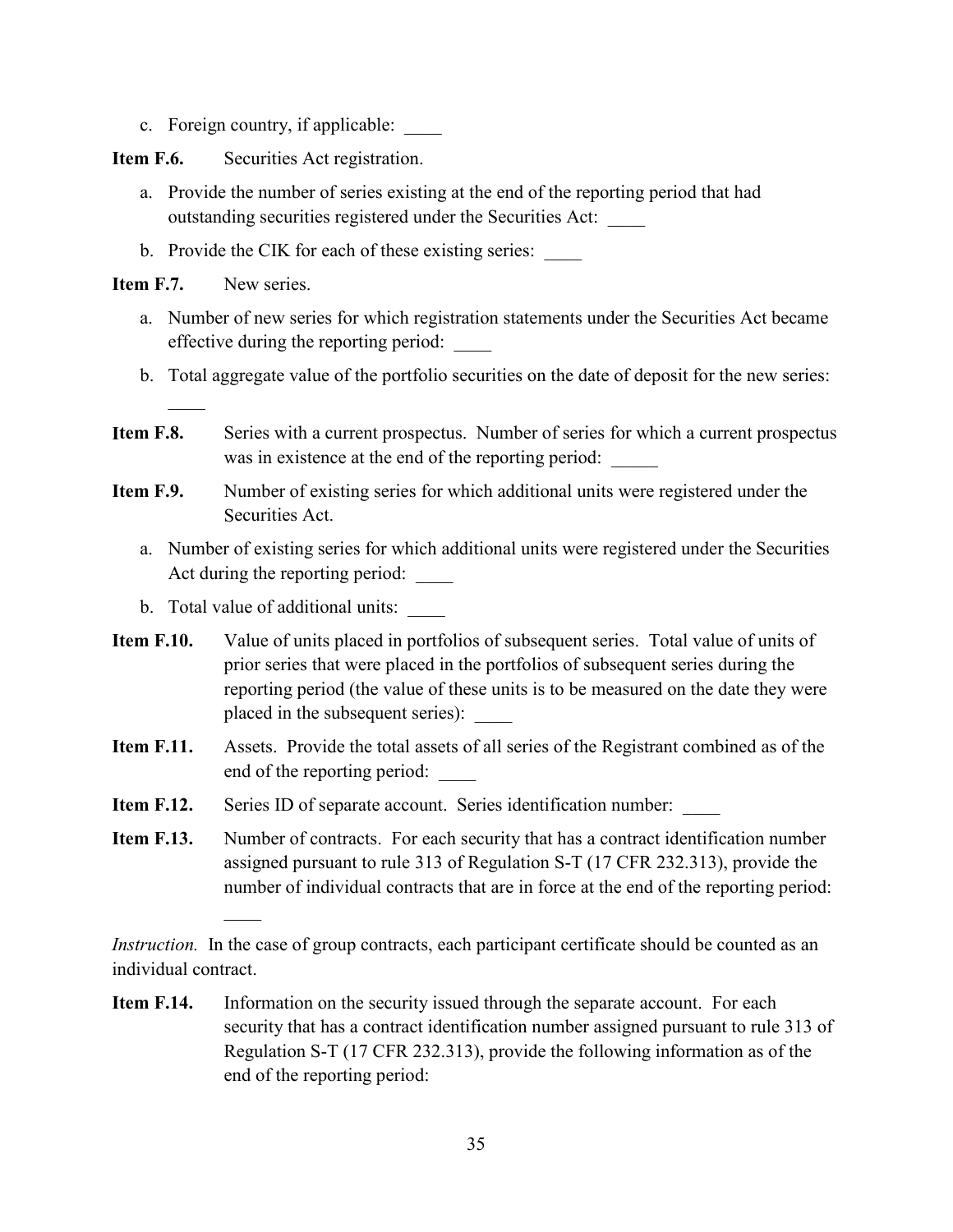c. Foreign country, if applicable: ____

**Item F.6.** Securities Act registration.

a. Provide the number of series existing at the end of the reporting period that had outstanding securities registered under the Securities Act: ____

b. Provide the CIK for each of these existing series: ____

**Item F.7.** New series.

a. Number of new series for which registration statements under the Securities Act became effective during the reporting period: ____

b. Total aggregate value of the portfolio securities on the date of deposit for the new series: ____

**Item F.8.** Series with a current prospectus. Number of series for which a current prospectus was in existence at the end of the reporting period: _____

**Item F.9.** Number of existing series for which additional units were registered under the Securities Act.

a. Number of existing series for which additional units were registered under the Securities Act during the reporting period: ____

b. Total value of additional units: ____

**Item F.10.** Value of units placed in portfolios of subsequent series. Total value of units of prior series that were placed in the portfolios of subsequent series during the reporting period (the value of these units is to be measured on the date they were placed in the subsequent series): ____

**Item F.11.** Assets. Provide the total assets of all series of the Registrant combined as of the end of the reporting period: ____

**Item F.12.** Series ID of separate account. Series identification number: ____

**Item F.13.** Number of contracts. For each security that has a contract identification number assigned pursuant to rule 313 of Regulation S-T (17 CFR 232.313), provide the number of individual contracts that are in force at the end of the reporting period: ____

*Instruction.* In the case of group contracts, each participant certificate should be counted as an individual contract.

**Item F.14.** Information on the security issued through the separate account. For each security that has a contract identification number assigned pursuant to rule 313 of Regulation S-T (17 CFR 232.313), provide the following information as of the end of the reporting period: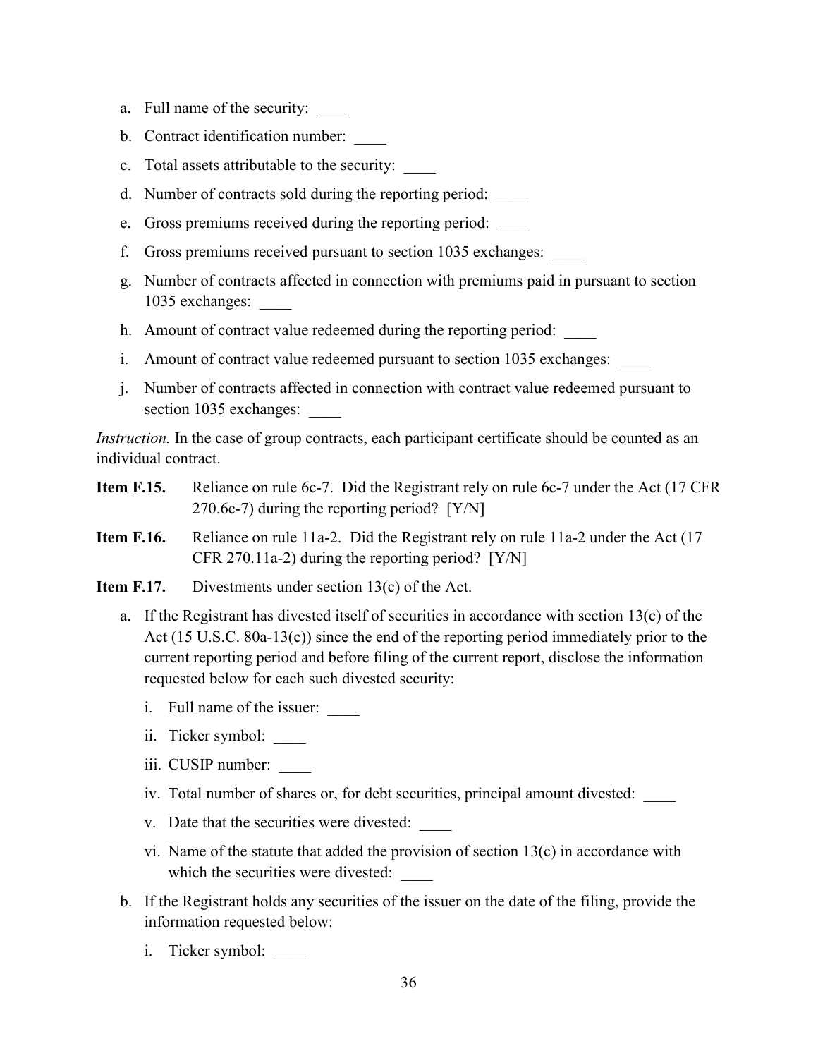a. Full name of the security: ____

b. Contract identification number: ____

c. Total assets attributable to the security: ____

d. Number of contracts sold during the reporting period: ____

e. Gross premiums received during the reporting period: ____

f. Gross premiums received pursuant to section 1035 exchanges: ____

g. Number of contracts affected in connection with premiums paid in pursuant to section 1035 exchanges: ____

h. Amount of contract value redeemed during the reporting period: ____

i. Amount of contract value redeemed pursuant to section 1035 exchanges: ____

j. Number of contracts affected in connection with contract value redeemed pursuant to section 1035 exchanges: ____

*Instruction.* In the case of group contracts, each participant certificate should be counted as an individual contract.

**Item F.15.** Reliance on rule 6c-7. Did the Registrant rely on rule 6c-7 under the Act (17 CFR 270.6c-7) during the reporting period? [Y/N]

**Item F.16.** Reliance on rule 11a-2. Did the Registrant rely on rule 11a-2 under the Act (17 CFR 270.11a-2) during the reporting period? [Y/N]

**Item F.17.** Divestments under section 13(c) of the Act.

a. If the Registrant has divested itself of securities in accordance with section 13(c) of the Act (15 U.S.C. 80a-13(c)) since the end of the reporting period immediately prior to the current reporting period and before filing of the current report, disclose the information requested below for each such divested security:

   i. Full name of the issuer: ____

   ii. Ticker symbol: ____

   iii. CUSIP number: ____

   iv. Total number of shares or, for debt securities, principal amount divested: ____

   v. Date that the securities were divested: ____

   vi. Name of the statute that added the provision of section 13(c) in accordance with which the securities were divested: ____

b. If the Registrant holds any securities of the issuer on the date of the filing, provide the information requested below:

   i. Ticker symbol: ____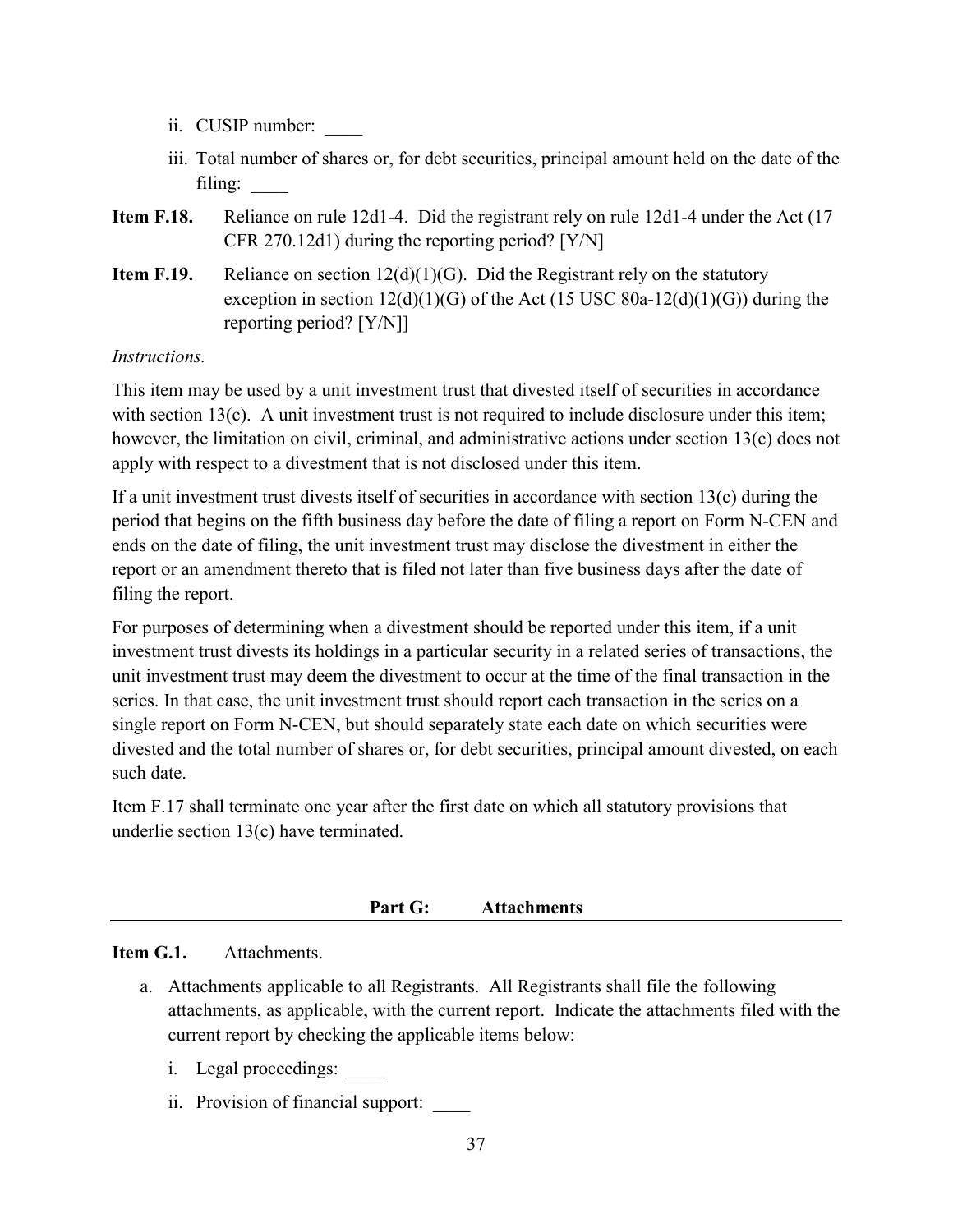ii. CUSIP number: ____

iii. Total number of shares or, for debt securities, principal amount held on the date of the filing: ____

**Item F.18.** Reliance on rule 12d1-4. Did the registrant rely on rule 12d1-4 under the Act (17 CFR 270.12d1) during the reporting period? [Y/N]

**Item F.19.** Reliance on section 12(d)(1)(G). Did the Registrant rely on the statutory exception in section 12(d)(1)(G) of the Act (15 USC 80a-12(d)(1)(G)) during the reporting period? [Y/N]]

*Instructions.*

This item may be used by a unit investment trust that divested itself of securities in accordance with section 13(c). A unit investment trust is not required to include disclosure under this item; however, the limitation on civil, criminal, and administrative actions under section 13(c) does not apply with respect to a divestment that is not disclosed under this item.

If a unit investment trust divests itself of securities in accordance with section 13(c) during the period that begins on the fifth business day before the date of filing a report on Form N-CEN and ends on the date of filing, the unit investment trust may disclose the divestment in either the report or an amendment thereto that is filed not later than five business days after the date of filing the report.

For purposes of determining when a divestment should be reported under this item, if a unit investment trust divests its holdings in a particular security in a related series of transactions, the unit investment trust may deem the divestment to occur at the time of the final transaction in the series. In that case, the unit investment trust should report each transaction in the series on a single report on Form N-CEN, but should separately state each date on which securities were divested and the total number of shares or, for debt securities, principal amount divested, on each such date.

Item F.17 shall terminate one year after the first date on which all statutory provisions that underlie section 13(c) have terminated.

## Part G: Attachments

**Item G.1.** Attachments.

a. Attachments applicable to all Registrants. All Registrants shall file the following attachments, as applicable, with the current report. Indicate the attachments filed with the current report by checking the applicable items below:

i. Legal proceedings: ____

ii. Provision of financial support: ____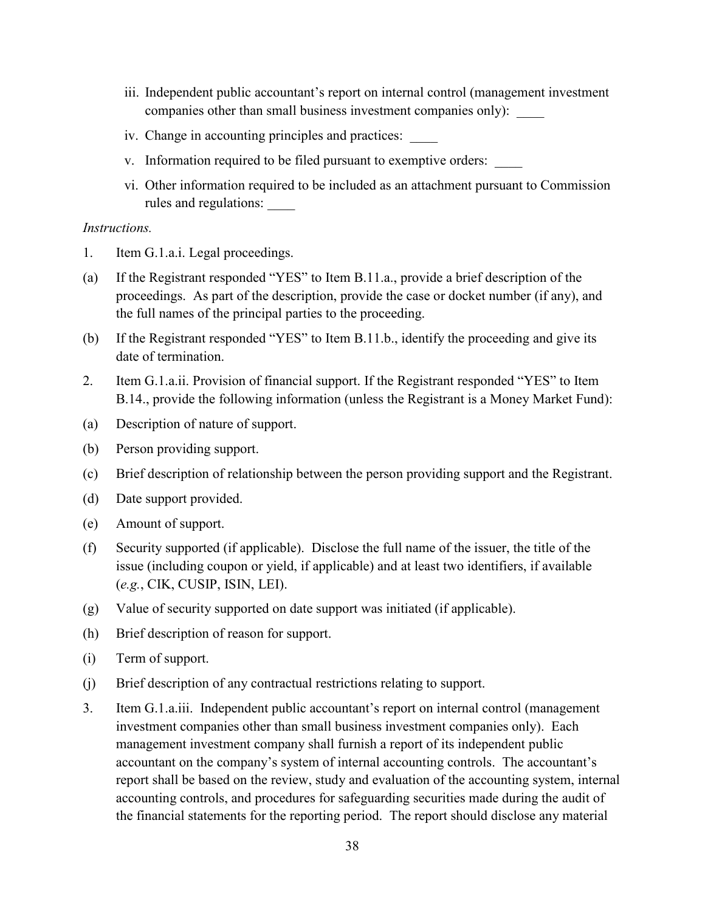iii. Independent public accountant's report on internal control (management investment companies other than small business investment companies only): ____

iv. Change in accounting principles and practices: ____

v. Information required to be filed pursuant to exemptive orders: ____

vi. Other information required to be included as an attachment pursuant to Commission rules and regulations: ____

*Instructions.*

1. Item G.1.a.i. Legal proceedings.

(a) If the Registrant responded "YES" to Item B.11.a., provide a brief description of the proceedings. As part of the description, provide the case or docket number (if any), and the full names of the principal parties to the proceeding.

(b) If the Registrant responded "YES" to Item B.11.b., identify the proceeding and give its date of termination.

2. Item G.1.a.ii. Provision of financial support. If the Registrant responded "YES" to Item B.14., provide the following information (unless the Registrant is a Money Market Fund):

(a) Description of nature of support.

(b) Person providing support.

(c) Brief description of relationship between the person providing support and the Registrant.

(d) Date support provided.

(e) Amount of support.

(f) Security supported (if applicable). Disclose the full name of the issuer, the title of the issue (including coupon or yield, if applicable) and at least two identifiers, if available (*e.g.*, CIK, CUSIP, ISIN, LEI).

(g) Value of security supported on date support was initiated (if applicable).

(h) Brief description of reason for support.

(i) Term of support.

(j) Brief description of any contractual restrictions relating to support.

3. Item G.1.a.iii. Independent public accountant's report on internal control (management investment companies other than small business investment companies only). Each management investment company shall furnish a report of its independent public accountant on the company's system of internal accounting controls. The accountant's report shall be based on the review, study and evaluation of the accounting system, internal accounting controls, and procedures for safeguarding securities made during the audit of the financial statements for the reporting period. The report should disclose any material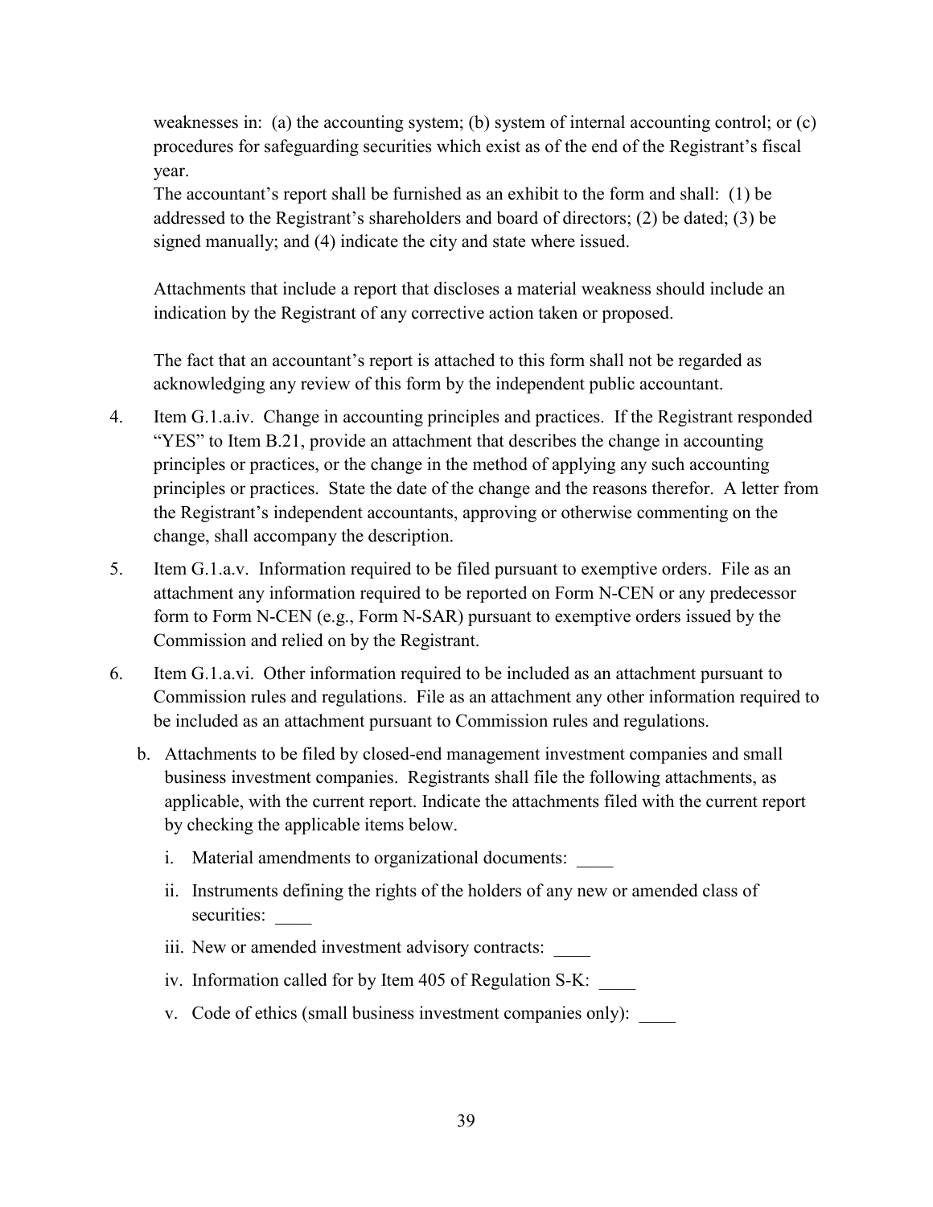weaknesses in: (a) the accounting system; (b) system of internal accounting control; or (c) procedures for safeguarding securities which exist as of the end of the Registrant's fiscal year.

The accountant's report shall be furnished as an exhibit to the form and shall: (1) be addressed to the Registrant's shareholders and board of directors; (2) be dated; (3) be signed manually; and (4) indicate the city and state where issued.

Attachments that include a report that discloses a material weakness should include an indication by the Registrant of any corrective action taken or proposed.

The fact that an accountant's report is attached to this form shall not be regarded as acknowledging any review of this form by the independent public accountant.

4. Item G.1.a.iv. Change in accounting principles and practices. If the Registrant responded "YES" to Item B.21, provide an attachment that describes the change in accounting principles or practices, or the change in the method of applying any such accounting principles or practices. State the date of the change and the reasons therefor. A letter from the Registrant's independent accountants, approving or otherwise commenting on the change, shall accompany the description.

5. Item G.1.a.v. Information required to be filed pursuant to exemptive orders. File as an attachment any information required to be reported on Form N-CEN or any predecessor form to Form N-CEN (e.g., Form N-SAR) pursuant to exemptive orders issued by the Commission and relied on by the Registrant.

6. Item G.1.a.vi. Other information required to be included as an attachment pursuant to Commission rules and regulations. File as an attachment any other information required to be included as an attachment pursuant to Commission rules and regulations.

   b. Attachments to be filed by closed-end management investment companies and small business investment companies. Registrants shall file the following attachments, as applicable, with the current report. Indicate the attachments filed with the current report by checking the applicable items below.

      i. Material amendments to organizational documents: ____

      ii. Instruments defining the rights of the holders of any new or amended class of securities: ____

      iii. New or amended investment advisory contracts: ____

      iv. Information called for by Item 405 of Regulation S-K: ____

      v. Code of ethics (small business investment companies only): ____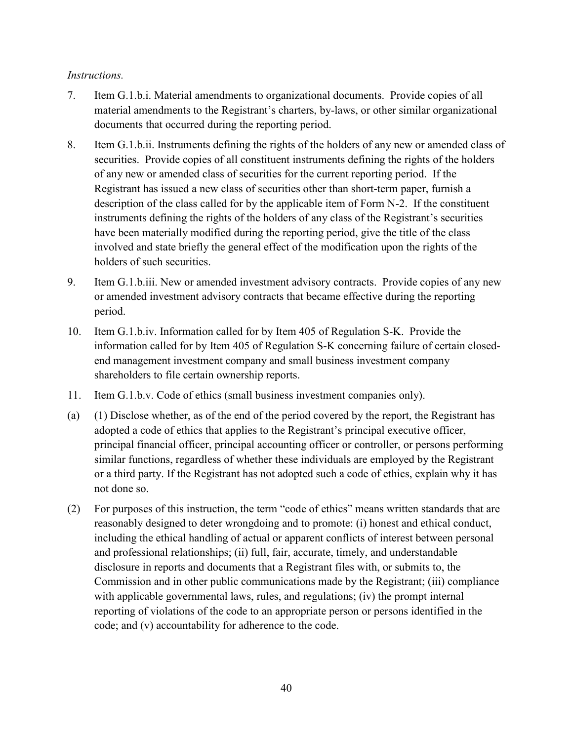*Instructions.*

7. Item G.1.b.i. Material amendments to organizational documents. Provide copies of all material amendments to the Registrant's charters, by-laws, or other similar organizational documents that occurred during the reporting period.

8. Item G.1.b.ii. Instruments defining the rights of the holders of any new or amended class of securities. Provide copies of all constituent instruments defining the rights of the holders of any new or amended class of securities for the current reporting period. If the Registrant has issued a new class of securities other than short-term paper, furnish a description of the class called for by the applicable item of Form N-2. If the constituent instruments defining the rights of the holders of any class of the Registrant's securities have been materially modified during the reporting period, give the title of the class involved and state briefly the general effect of the modification upon the rights of the holders of such securities.

9. Item G.1.b.iii. New or amended investment advisory contracts. Provide copies of any new or amended investment advisory contracts that became effective during the reporting period.

10. Item G.1.b.iv. Information called for by Item 405 of Regulation S-K. Provide the information called for by Item 405 of Regulation S-K concerning failure of certain closed-end management investment company and small business investment company shareholders to file certain ownership reports.

11. Item G.1.b.v. Code of ethics (small business investment companies only).

(a) (1) Disclose whether, as of the end of the period covered by the report, the Registrant has adopted a code of ethics that applies to the Registrant's principal executive officer, principal financial officer, principal accounting officer or controller, or persons performing similar functions, regardless of whether these individuals are employed by the Registrant or a third party. If the Registrant has not adopted such a code of ethics, explain why it has not done so.

(2) For purposes of this instruction, the term "code of ethics" means written standards that are reasonably designed to deter wrongdoing and to promote: (i) honest and ethical conduct, including the ethical handling of actual or apparent conflicts of interest between personal and professional relationships; (ii) full, fair, accurate, timely, and understandable disclosure in reports and documents that a Registrant files with, or submits to, the Commission and in other public communications made by the Registrant; (iii) compliance with applicable governmental laws, rules, and regulations; (iv) the prompt internal reporting of violations of the code to an appropriate person or persons identified in the code; and (v) accountability for adherence to the code.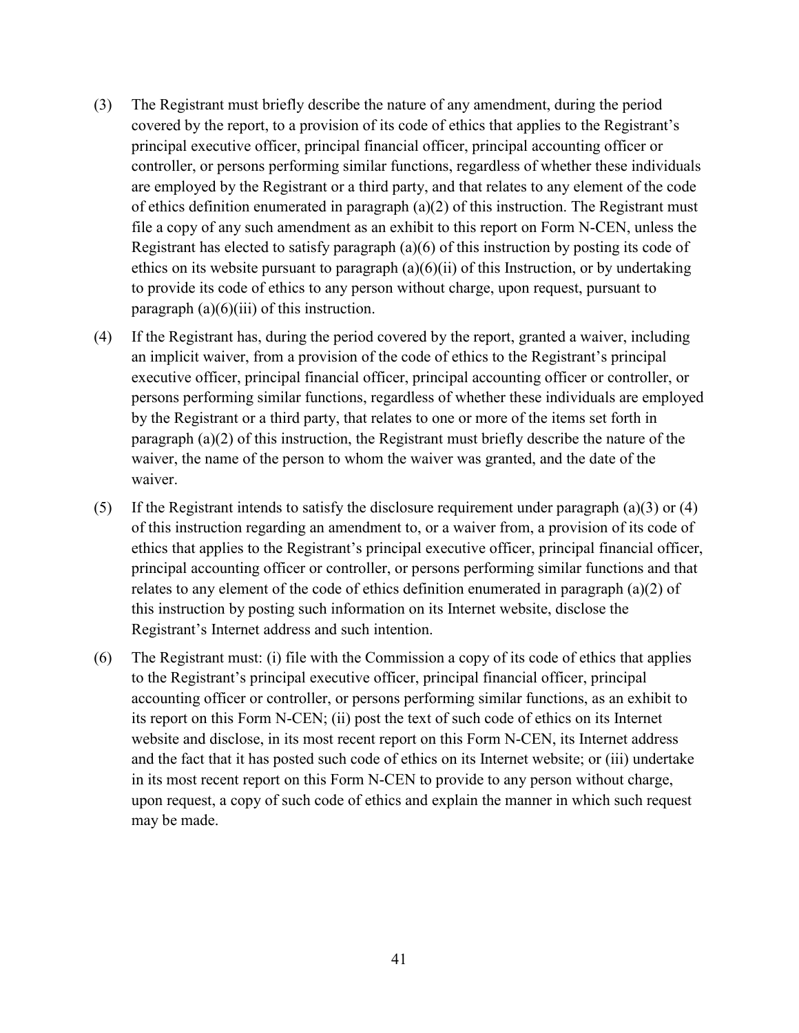(3) The Registrant must briefly describe the nature of any amendment, during the period covered by the report, to a provision of its code of ethics that applies to the Registrant's principal executive officer, principal financial officer, principal accounting officer or controller, or persons performing similar functions, regardless of whether these individuals are employed by the Registrant or a third party, and that relates to any element of the code of ethics definition enumerated in paragraph (a)(2) of this instruction. The Registrant must file a copy of any such amendment as an exhibit to this report on Form N-CEN, unless the Registrant has elected to satisfy paragraph (a)(6) of this instruction by posting its code of ethics on its website pursuant to paragraph (a)(6)(ii) of this Instruction, or by undertaking to provide its code of ethics to any person without charge, upon request, pursuant to paragraph (a)(6)(iii) of this instruction.

(4) If the Registrant has, during the period covered by the report, granted a waiver, including an implicit waiver, from a provision of the code of ethics to the Registrant's principal executive officer, principal financial officer, principal accounting officer or controller, or persons performing similar functions, regardless of whether these individuals are employed by the Registrant or a third party, that relates to one or more of the items set forth in paragraph (a)(2) of this instruction, the Registrant must briefly describe the nature of the waiver, the name of the person to whom the waiver was granted, and the date of the waiver.

(5) If the Registrant intends to satisfy the disclosure requirement under paragraph (a)(3) or (4) of this instruction regarding an amendment to, or a waiver from, a provision of its code of ethics that applies to the Registrant's principal executive officer, principal financial officer, principal accounting officer or controller, or persons performing similar functions and that relates to any element of the code of ethics definition enumerated in paragraph (a)(2) of this instruction by posting such information on its Internet website, disclose the Registrant's Internet address and such intention.

(6) The Registrant must: (i) file with the Commission a copy of its code of ethics that applies to the Registrant's principal executive officer, principal financial officer, principal accounting officer or controller, or persons performing similar functions, as an exhibit to its report on this Form N-CEN; (ii) post the text of such code of ethics on its Internet website and disclose, in its most recent report on this Form N-CEN, its Internet address and the fact that it has posted such code of ethics on its Internet website; or (iii) undertake in its most recent report on this Form N-CEN to provide to any person without charge, upon request, a copy of such code of ethics and explain the manner in which such request may be made.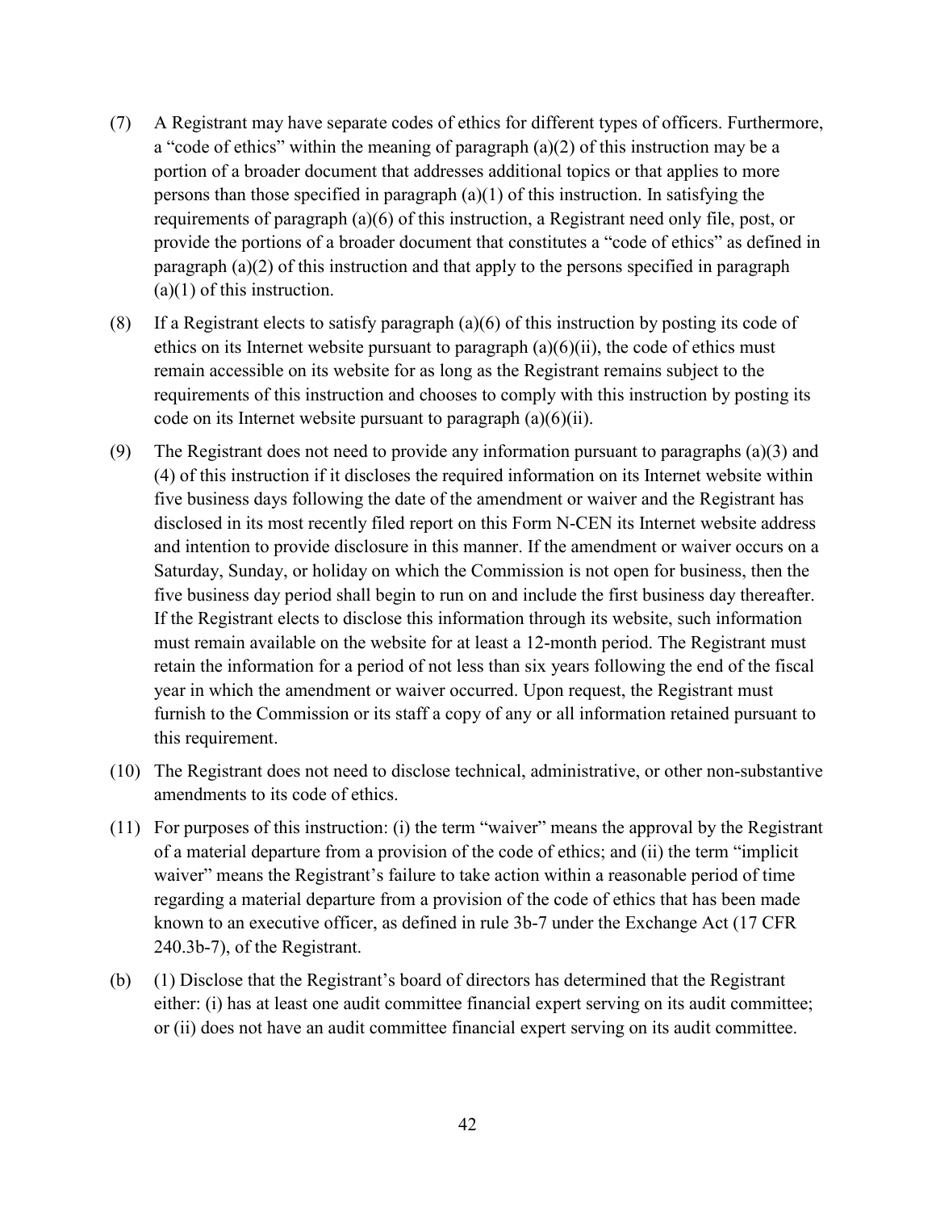(7) A Registrant may have separate codes of ethics for different types of officers. Furthermore, a "code of ethics" within the meaning of paragraph (a)(2) of this instruction may be a portion of a broader document that addresses additional topics or that applies to more persons than those specified in paragraph (a)(1) of this instruction. In satisfying the requirements of paragraph (a)(6) of this instruction, a Registrant need only file, post, or provide the portions of a broader document that constitutes a "code of ethics" as defined in paragraph (a)(2) of this instruction and that apply to the persons specified in paragraph (a)(1) of this instruction.

(8) If a Registrant elects to satisfy paragraph (a)(6) of this instruction by posting its code of ethics on its Internet website pursuant to paragraph (a)(6)(ii), the code of ethics must remain accessible on its website for as long as the Registrant remains subject to the requirements of this instruction and chooses to comply with this instruction by posting its code on its Internet website pursuant to paragraph (a)(6)(ii).

(9) The Registrant does not need to provide any information pursuant to paragraphs (a)(3) and (4) of this instruction if it discloses the required information on its Internet website within five business days following the date of the amendment or waiver and the Registrant has disclosed in its most recently filed report on this Form N-CEN its Internet website address and intention to provide disclosure in this manner. If the amendment or waiver occurs on a Saturday, Sunday, or holiday on which the Commission is not open for business, then the five business day period shall begin to run on and include the first business day thereafter. If the Registrant elects to disclose this information through its website, such information must remain available on the website for at least a 12-month period. The Registrant must retain the information for a period of not less than six years following the end of the fiscal year in which the amendment or waiver occurred. Upon request, the Registrant must furnish to the Commission or its staff a copy of any or all information retained pursuant to this requirement.

(10) The Registrant does not need to disclose technical, administrative, or other non-substantive amendments to its code of ethics.

(11) For purposes of this instruction: (i) the term "waiver" means the approval by the Registrant of a material departure from a provision of the code of ethics; and (ii) the term "implicit waiver" means the Registrant's failure to take action within a reasonable period of time regarding a material departure from a provision of the code of ethics that has been made known to an executive officer, as defined in rule 3b-7 under the Exchange Act (17 CFR 240.3b-7), of the Registrant.

(b) (1) Disclose that the Registrant's board of directors has determined that the Registrant either: (i) has at least one audit committee financial expert serving on its audit committee; or (ii) does not have an audit committee financial expert serving on its audit committee.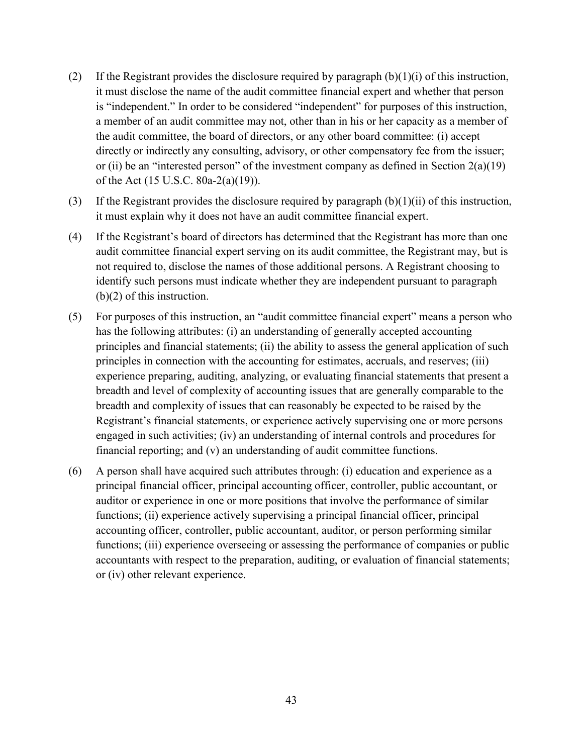(2) If the Registrant provides the disclosure required by paragraph (b)(1)(i) of this instruction, it must disclose the name of the audit committee financial expert and whether that person is "independent." In order to be considered "independent" for purposes of this instruction, a member of an audit committee may not, other than in his or her capacity as a member of the audit committee, the board of directors, or any other board committee: (i) accept directly or indirectly any consulting, advisory, or other compensatory fee from the issuer; or (ii) be an "interested person" of the investment company as defined in Section 2(a)(19) of the Act (15 U.S.C. 80a-2(a)(19)).

(3) If the Registrant provides the disclosure required by paragraph (b)(1)(ii) of this instruction, it must explain why it does not have an audit committee financial expert.

(4) If the Registrant's board of directors has determined that the Registrant has more than one audit committee financial expert serving on its audit committee, the Registrant may, but is not required to, disclose the names of those additional persons. A Registrant choosing to identify such persons must indicate whether they are independent pursuant to paragraph (b)(2) of this instruction.

(5) For purposes of this instruction, an "audit committee financial expert" means a person who has the following attributes: (i) an understanding of generally accepted accounting principles and financial statements; (ii) the ability to assess the general application of such principles in connection with the accounting for estimates, accruals, and reserves; (iii) experience preparing, auditing, analyzing, or evaluating financial statements that present a breadth and level of complexity of accounting issues that are generally comparable to the breadth and complexity of issues that can reasonably be expected to be raised by the Registrant's financial statements, or experience actively supervising one or more persons engaged in such activities; (iv) an understanding of internal controls and procedures for financial reporting; and (v) an understanding of audit committee functions.

(6) A person shall have acquired such attributes through: (i) education and experience as a principal financial officer, principal accounting officer, controller, public accountant, or auditor or experience in one or more positions that involve the performance of similar functions; (ii) experience actively supervising a principal financial officer, principal accounting officer, controller, public accountant, auditor, or person performing similar functions; (iii) experience overseeing or assessing the performance of companies or public accountants with respect to the preparation, auditing, or evaluation of financial statements; or (iv) other relevant experience.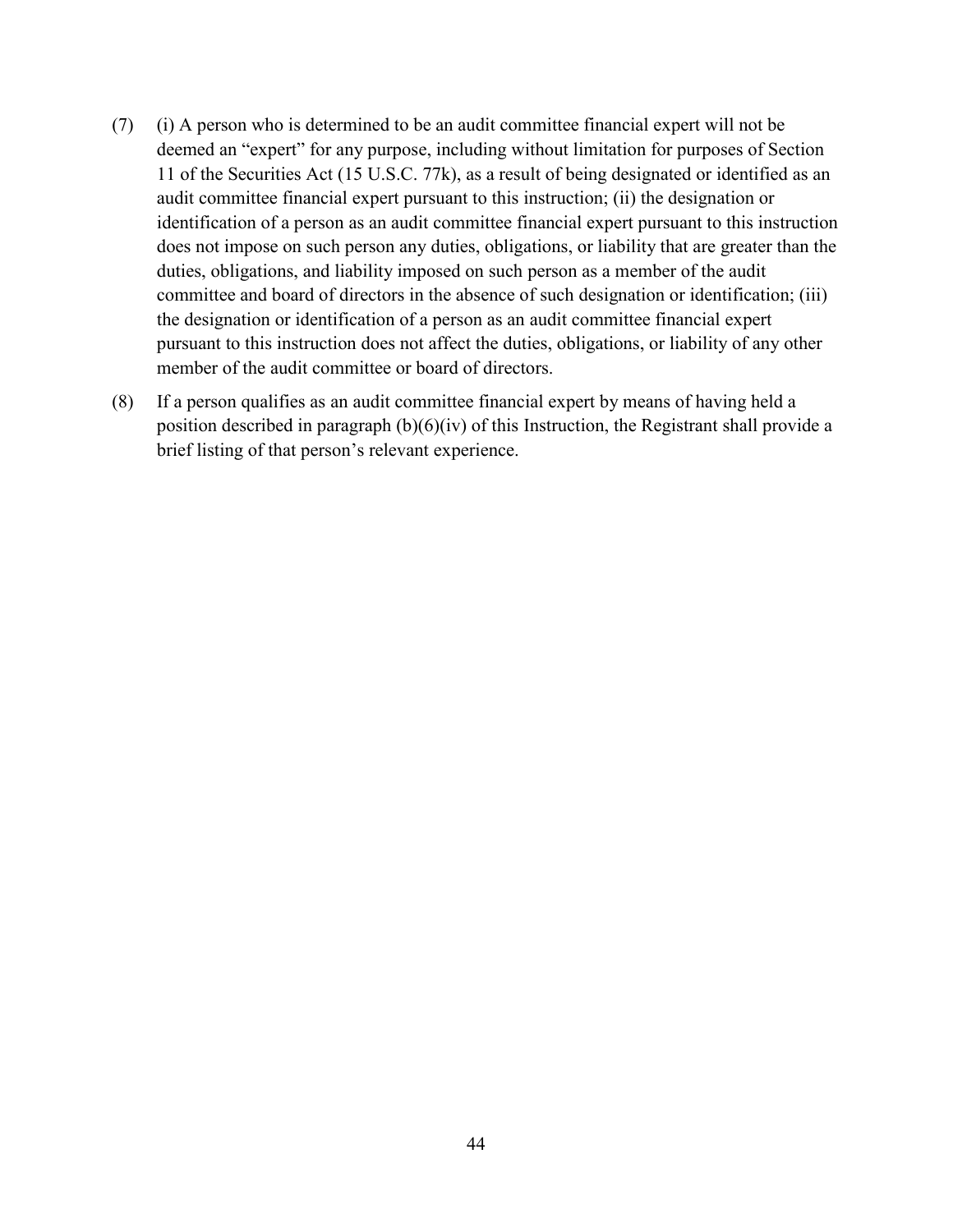(7) (i) A person who is determined to be an audit committee financial expert will not be deemed an "expert" for any purpose, including without limitation for purposes of Section 11 of the Securities Act (15 U.S.C. 77k), as a result of being designated or identified as an audit committee financial expert pursuant to this instruction; (ii) the designation or identification of a person as an audit committee financial expert pursuant to this instruction does not impose on such person any duties, obligations, or liability that are greater than the duties, obligations, and liability imposed on such person as a member of the audit committee and board of directors in the absence of such designation or identification; (iii) the designation or identification of a person as an audit committee financial expert pursuant to this instruction does not affect the duties, obligations, or liability of any other member of the audit committee or board of directors.

(8) If a person qualifies as an audit committee financial expert by means of having held a position described in paragraph (b)(6)(iv) of this Instruction, the Registrant shall provide a brief listing of that person's relevant experience.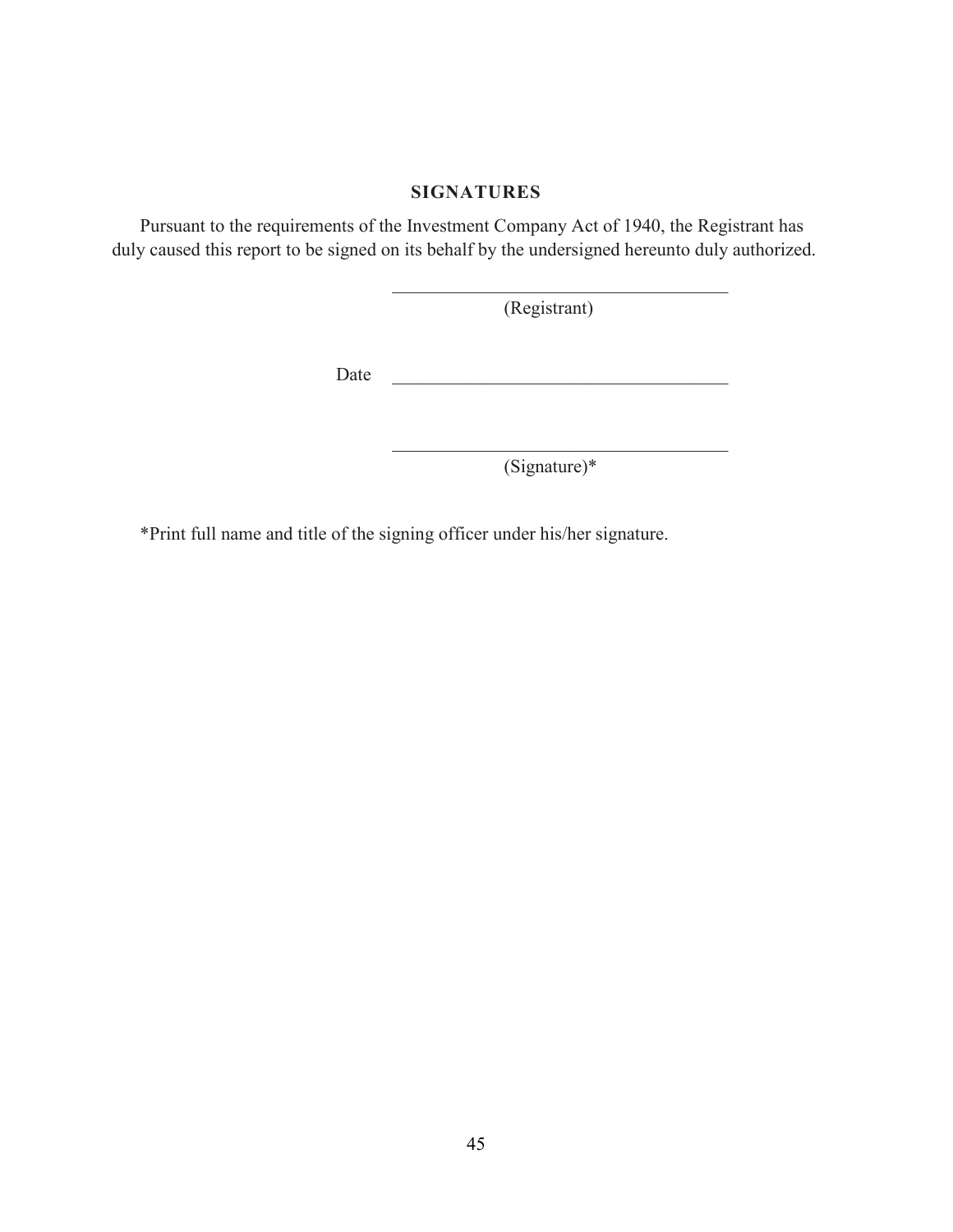## SIGNATURES

Pursuant to the requirements of the Investment Company Act of 1940, the Registrant has duly caused this report to be signed on its behalf by the undersigned hereunto duly authorized.

_____________________________________
(Registrant)

Date _____________________________________

_____________________________________
(Signature)*

*Print full name and title of the signing officer under his/her signature.